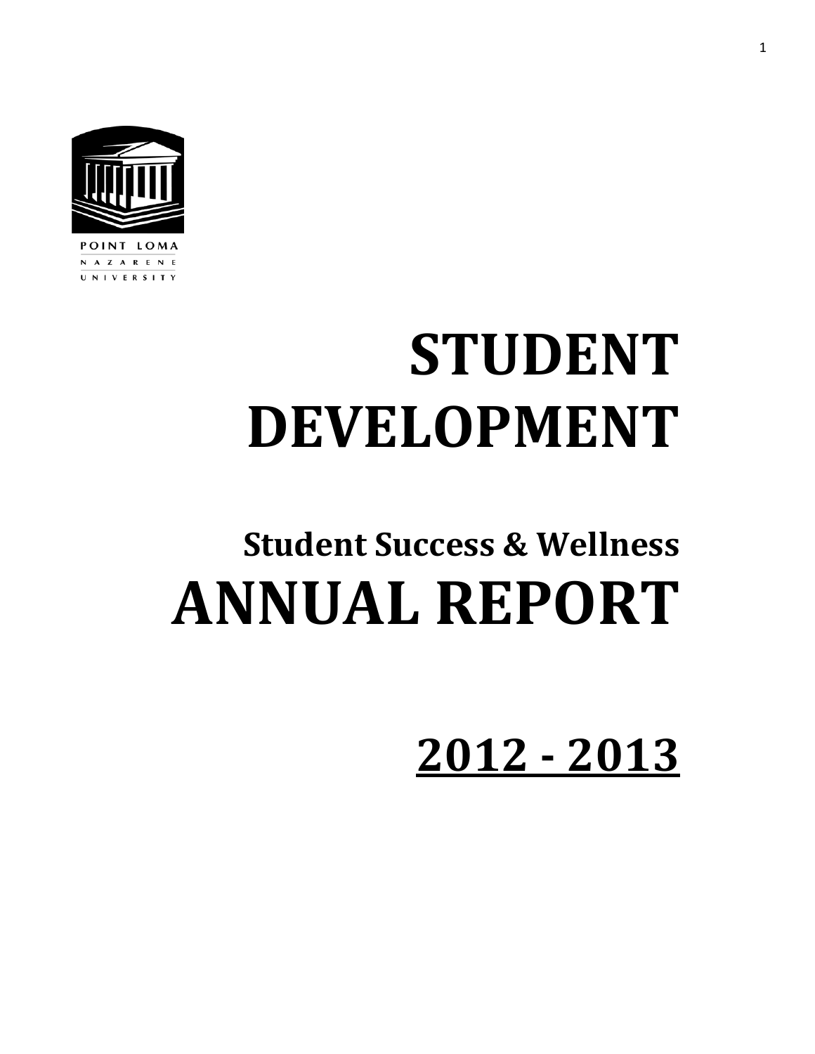POINT LOMA
NAZARENE
UNIVERSITY

# STUDENT DEVELOPMENT

## Student Success & Wellness

# ANNUAL REPORT

# 2012 - 2013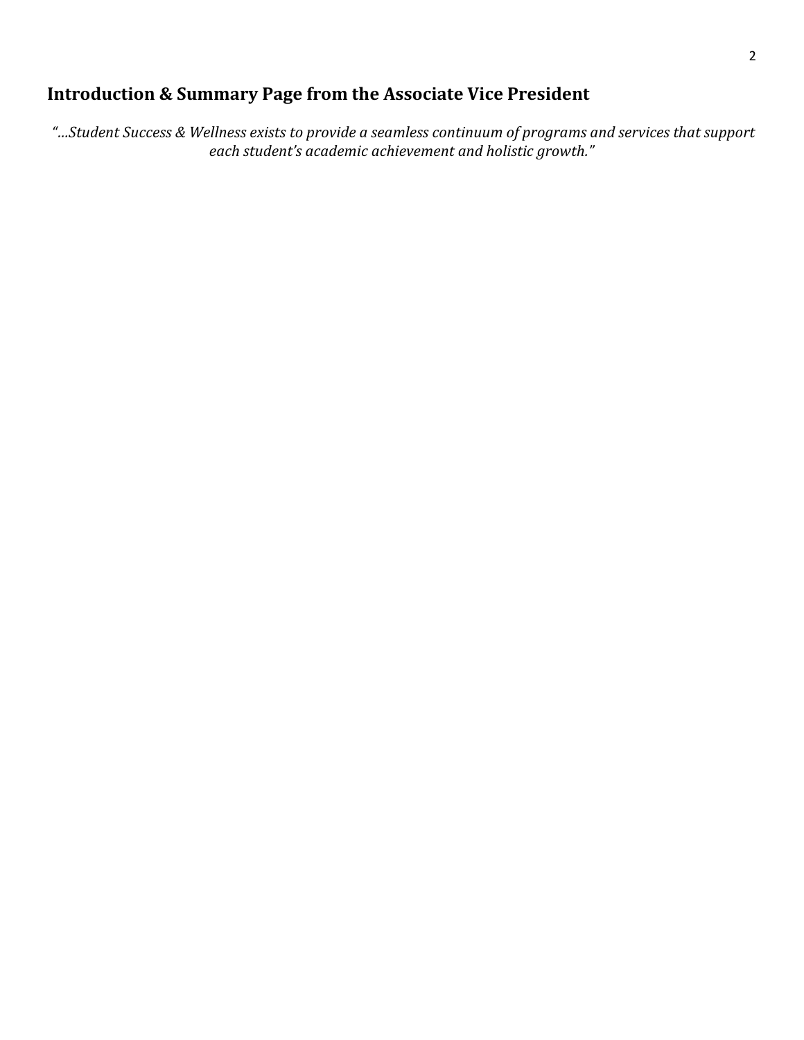## Introduction & Summary Page from the Associate Vice President

*"…Student Success & Wellness exists to provide a seamless continuum of programs and services that support each student's academic achievement and holistic growth."*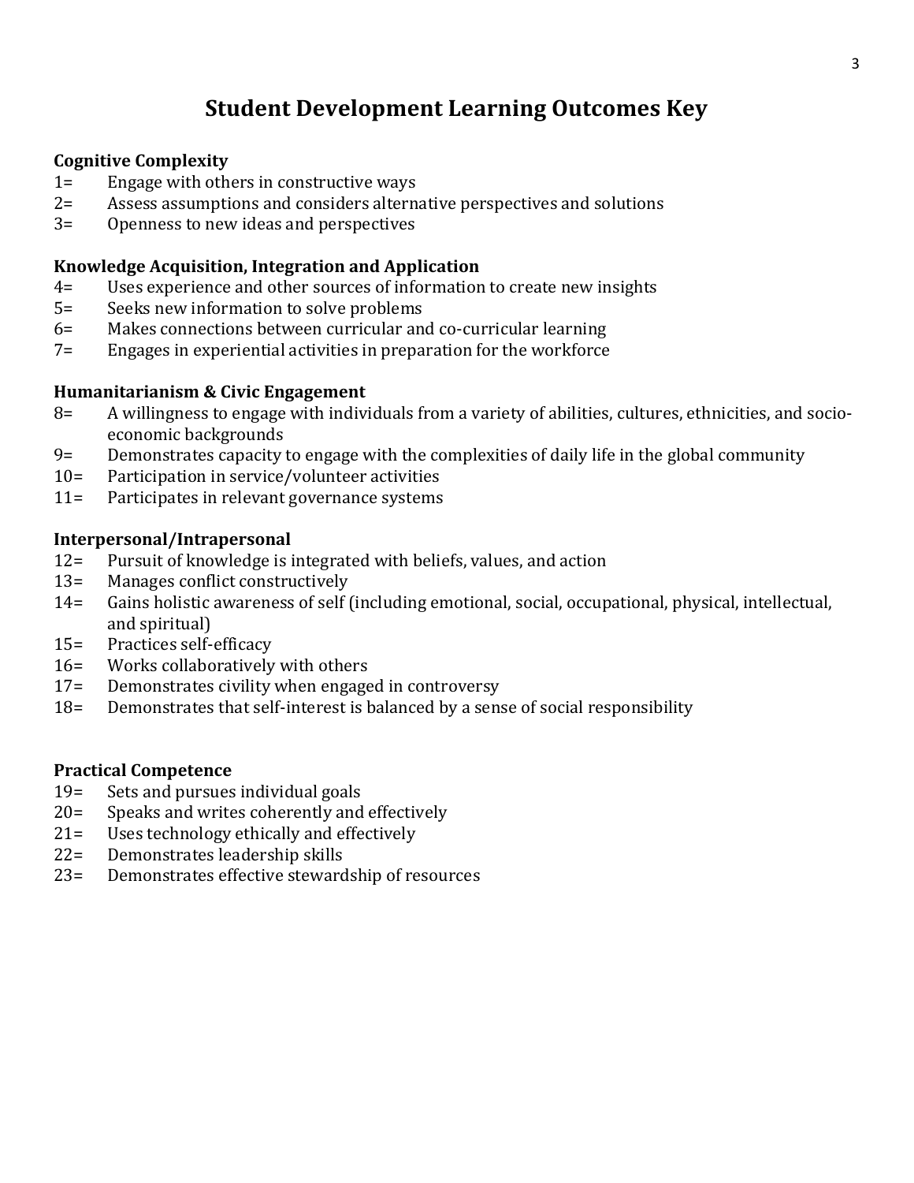# Student Development Learning Outcomes Key

**Cognitive Complexity**

1= Engage with others in constructive ways
2= Assess assumptions and considers alternative perspectives and solutions
3= Openness to new ideas and perspectives

**Knowledge Acquisition, Integration and Application**

4= Uses experience and other sources of information to create new insights
5= Seeks new information to solve problems
6= Makes connections between curricular and co-curricular learning
7= Engages in experiential activities in preparation for the workforce

**Humanitarianism & Civic Engagement**

8= A willingness to engage with individuals from a variety of abilities, cultures, ethnicities, and socio-economic backgrounds
9= Demonstrates capacity to engage with the complexities of daily life in the global community
10= Participation in service/volunteer activities
11= Participates in relevant governance systems

**Interpersonal/Intrapersonal**

12= Pursuit of knowledge is integrated with beliefs, values, and action
13= Manages conflict constructively
14= Gains holistic awareness of self (including emotional, social, occupational, physical, intellectual, and spiritual)
15= Practices self-efficacy
16= Works collaboratively with others
17= Demonstrates civility when engaged in controversy
18= Demonstrates that self-interest is balanced by a sense of social responsibility

**Practical Competence**

19= Sets and pursues individual goals
20= Speaks and writes coherently and effectively
21= Uses technology ethically and effectively
22= Demonstrates leadership skills
23= Demonstrates effective stewardship of resources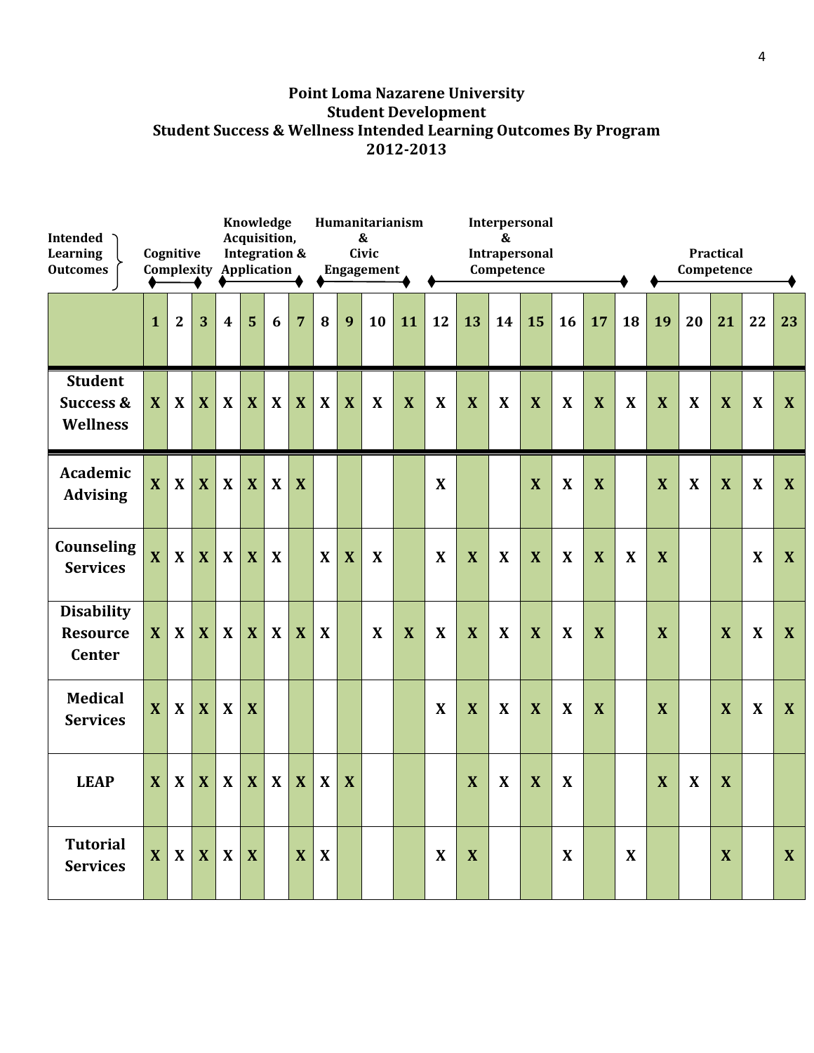# Point Loma Nazarene University
## Student Development
## Student Success & Wellness Intended Learning Outcomes By Program
## 2012-2013

| Intended Learning Outcomes | Cognitive Complexity | | | Knowledge Acquisition, Integration & Application | | | | Humanitarianism & Civic Engagement | | | | Interpersonal & Intrapersonal Competence | | | | | | | Practical Competence | | | | |
|---|---|---|---|---|---|---|---|---|---|---|---|---|---|---|---|---|---|---|---|---|---|---|---|
| | 1 | 2 | 3 | 4 | 5 | 6 | 7 | 8 | 9 | 10 | 11 | 12 | 13 | 14 | 15 | 16 | 17 | 18 | 19 | 20 | 21 | 22 | 23 |
| **Student Success & Wellness** | X | X | X | X | X | X | X | X | X | X | X | X | X | X | X | X | X | X | X | X | X | X | X |
| **Academic Advising** | X | X | X | X | X | X | X | | | | | X | | | X | X | X | | X | X | X | X | X |
| **Counseling Services** | X | X | X | X | X | X | | X | X | X | | X | X | X | X | X | X | X | X | | | X | X |
| **Disability Resource Center** | X | X | X | X | X | X | X | X | | X | X | X | X | X | X | X | X | | X | | X | X | X |
| **Medical Services** | X | X | X | X | X | | | | | | | X | X | X | X | X | X | | X | | X | X | X |
| **LEAP** | X | X | X | X | X | X | X | X | X | | | | X | X | X | X | | | X | X | X | | |
| **Tutorial Services** | X | X | X | X | X | | X | X | | | | X | X | | | X | | X | | | X | | X |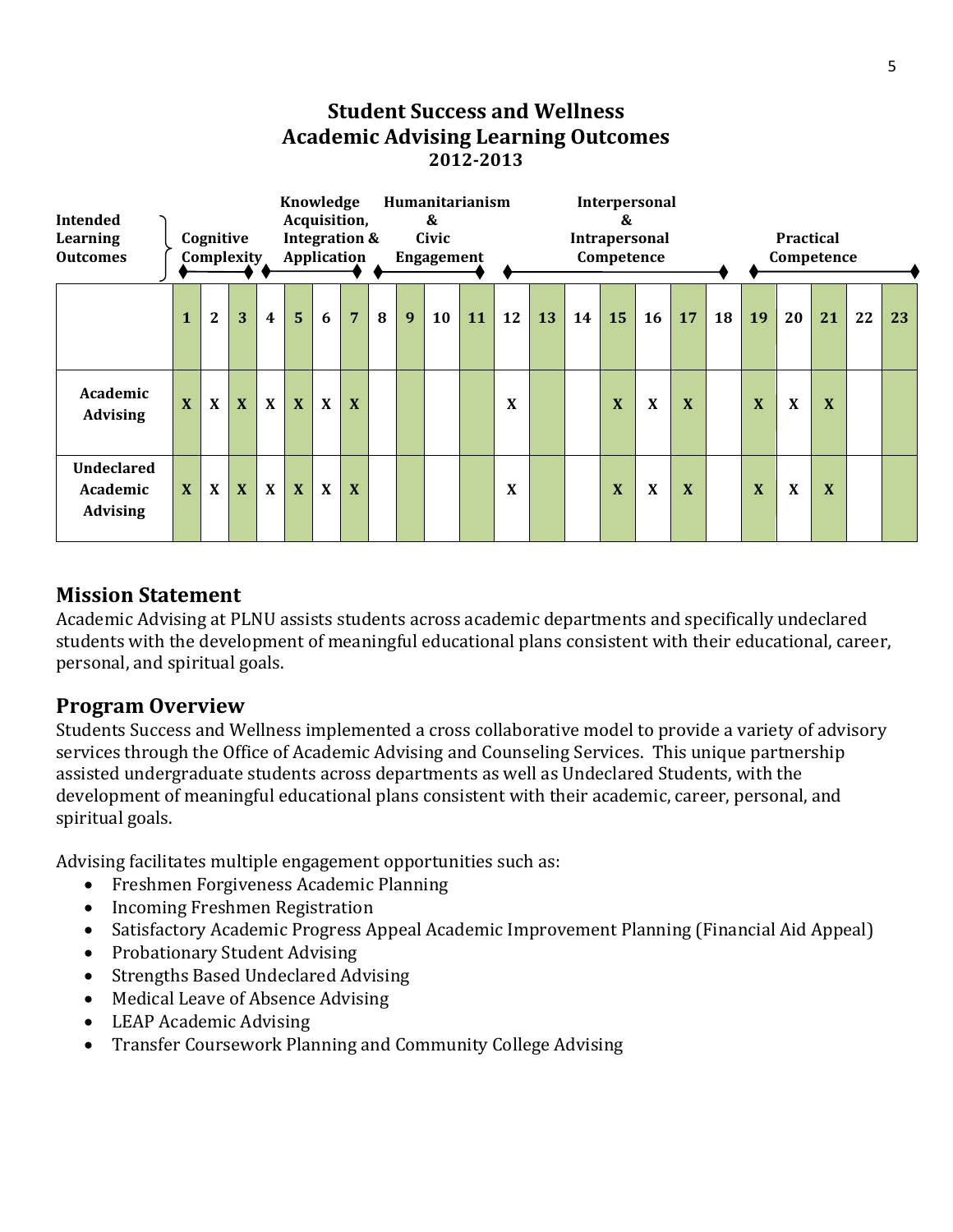# Student Success and Wellness
# Academic Advising Learning Outcomes
## 2012-2013

| Intended Learning Outcomes | Cognitive Complexity | | | | Knowledge Acquisition, Integration & Application | | | Humanitarianism & Civic Engagement | | | | Interpersonal & Intrapersonal Competence | | | | | | | Practical Competence | | | | |
|---|---|---|---|---|---|---|---|---|---|---|---|---|---|---|---|---|---|---|---|---|---|---|---|
| | 1 | 2 | 3 | 4 | 5 | 6 | 7 | 8 | 9 | 10 | 11 | 12 | 13 | 14 | 15 | 16 | 17 | 18 | 19 | 20 | 21 | 22 | 23 |
| Academic Advising | X | X | X | X | X | X | X | | | | | X | | | X | X | X | | X | X | X | | |
| Undeclared Academic Advising | X | X | X | X | X | X | X | | | | | X | | | X | X | X | | X | X | X | | |

## Mission Statement

Academic Advising at PLNU assists students across academic departments and specifically undeclared students with the development of meaningful educational plans consistent with their educational, career, personal, and spiritual goals.

## Program Overview

Students Success and Wellness implemented a cross collaborative model to provide a variety of advisory services through the Office of Academic Advising and Counseling Services. This unique partnership assisted undergraduate students across departments as well as Undeclared Students, with the development of meaningful educational plans consistent with their academic, career, personal, and spiritual goals.

Advising facilitates multiple engagement opportunities such as:

- Freshmen Forgiveness Academic Planning
- Incoming Freshmen Registration
- Satisfactory Academic Progress Appeal Academic Improvement Planning (Financial Aid Appeal)
- Probationary Student Advising
- Strengths Based Undeclared Advising
- Medical Leave of Absence Advising
- LEAP Academic Advising
- Transfer Coursework Planning and Community College Advising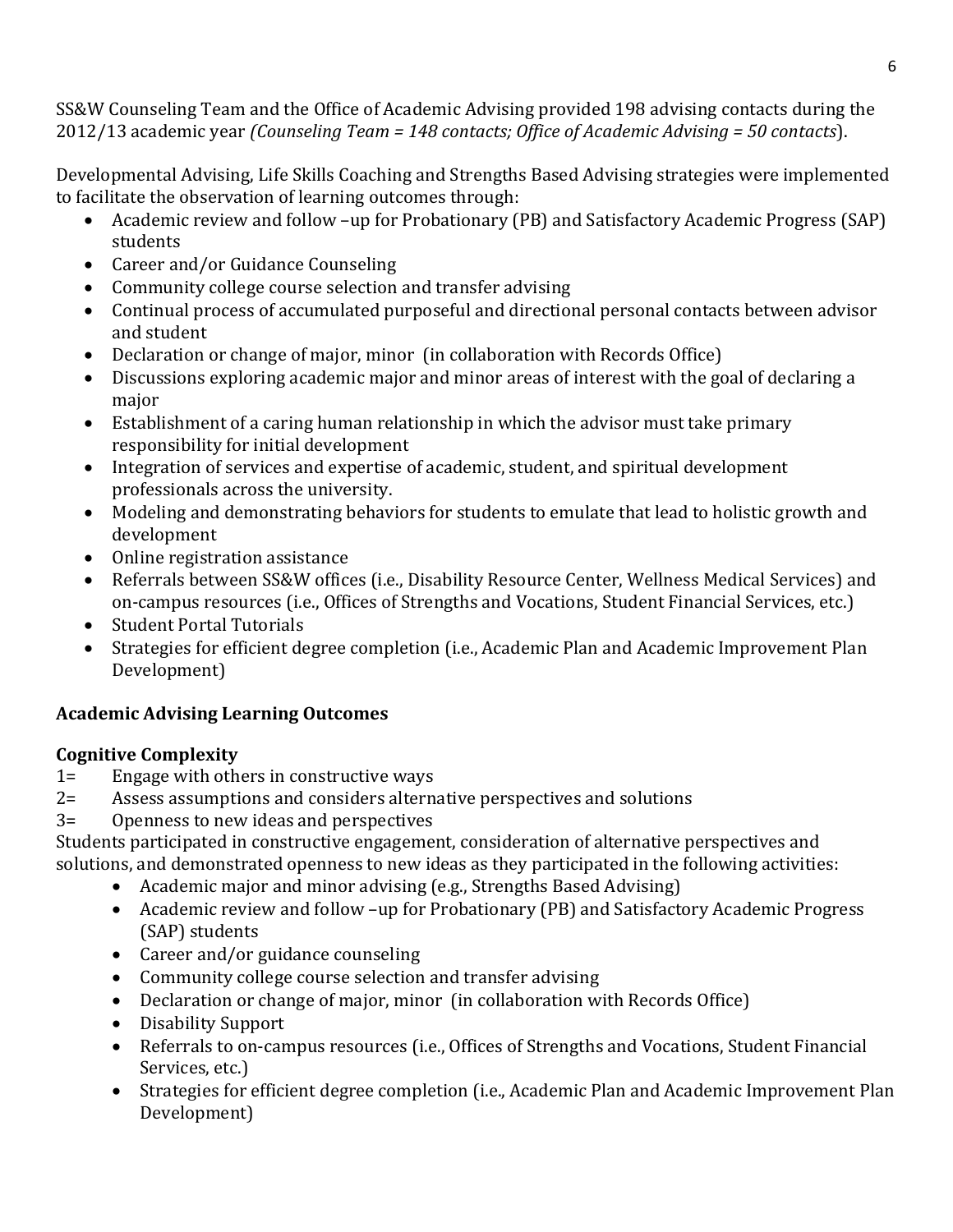SS&W Counseling Team and the Office of Academic Advising provided 198 advising contacts during the 2012/13 academic year *(Counseling Team = 148 contacts; Office of Academic Advising = 50 contacts*).

Developmental Advising, Life Skills Coaching and Strengths Based Advising strategies were implemented to facilitate the observation of learning outcomes through:

- Academic review and follow –up for Probationary (PB) and Satisfactory Academic Progress (SAP) students
- Career and/or Guidance Counseling
- Community college course selection and transfer advising
- Continual process of accumulated purposeful and directional personal contacts between advisor and student
- Declaration or change of major, minor (in collaboration with Records Office)
- Discussions exploring academic major and minor areas of interest with the goal of declaring a major
- Establishment of a caring human relationship in which the advisor must take primary responsibility for initial development
- Integration of services and expertise of academic, student, and spiritual development professionals across the university.
- Modeling and demonstrating behaviors for students to emulate that lead to holistic growth and development
- Online registration assistance
- Referrals between SS&W offices (i.e., Disability Resource Center, Wellness Medical Services) and on-campus resources (i.e., Offices of Strengths and Vocations, Student Financial Services, etc.)
- Student Portal Tutorials
- Strategies for efficient degree completion (i.e., Academic Plan and Academic Improvement Plan Development)

## Academic Advising Learning Outcomes

### Cognitive Complexity

1= Engage with others in constructive ways
2= Assess assumptions and considers alternative perspectives and solutions
3= Openness to new ideas and perspectives

Students participated in constructive engagement, consideration of alternative perspectives and solutions, and demonstrated openness to new ideas as they participated in the following activities:

- Academic major and minor advising (e.g., Strengths Based Advising)
- Academic review and follow –up for Probationary (PB) and Satisfactory Academic Progress (SAP) students
- Career and/or guidance counseling
- Community college course selection and transfer advising
- Declaration or change of major, minor (in collaboration with Records Office)
- Disability Support
- Referrals to on-campus resources (i.e., Offices of Strengths and Vocations, Student Financial Services, etc.)
- Strategies for efficient degree completion (i.e., Academic Plan and Academic Improvement Plan Development)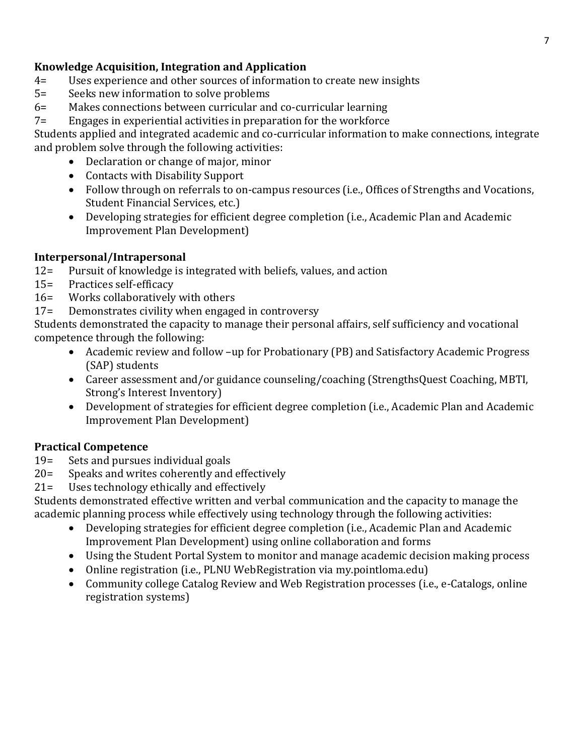**Knowledge Acquisition, Integration and Application**

4= Uses experience and other sources of information to create new insights
5= Seeks new information to solve problems
6= Makes connections between curricular and co-curricular learning
7= Engages in experiential activities in preparation for the workforce

Students applied and integrated academic and co-curricular information to make connections, integrate and problem solve through the following activities:

- Declaration or change of major, minor
- Contacts with Disability Support
- Follow through on referrals to on-campus resources (i.e., Offices of Strengths and Vocations, Student Financial Services, etc.)
- Developing strategies for efficient degree completion (i.e., Academic Plan and Academic Improvement Plan Development)

**Interpersonal/Intrapersonal**

12= Pursuit of knowledge is integrated with beliefs, values, and action
15= Practices self-efficacy
16= Works collaboratively with others
17= Demonstrates civility when engaged in controversy

Students demonstrated the capacity to manage their personal affairs, self sufficiency and vocational competence through the following:

- Academic review and follow –up for Probationary (PB) and Satisfactory Academic Progress (SAP) students
- Career assessment and/or guidance counseling/coaching (StrengthsQuest Coaching, MBTI, Strong's Interest Inventory)
- Development of strategies for efficient degree completion (i.e., Academic Plan and Academic Improvement Plan Development)

**Practical Competence**

19= Sets and pursues individual goals
20= Speaks and writes coherently and effectively
21= Uses technology ethically and effectively

Students demonstrated effective written and verbal communication and the capacity to manage the academic planning process while effectively using technology through the following activities:

- Developing strategies for efficient degree completion (i.e., Academic Plan and Academic Improvement Plan Development) using online collaboration and forms
- Using the Student Portal System to monitor and manage academic decision making process
- Online registration (i.e., PLNU WebRegistration via my.pointloma.edu)
- Community college Catalog Review and Web Registration processes (i.e., e-Catalogs, online registration systems)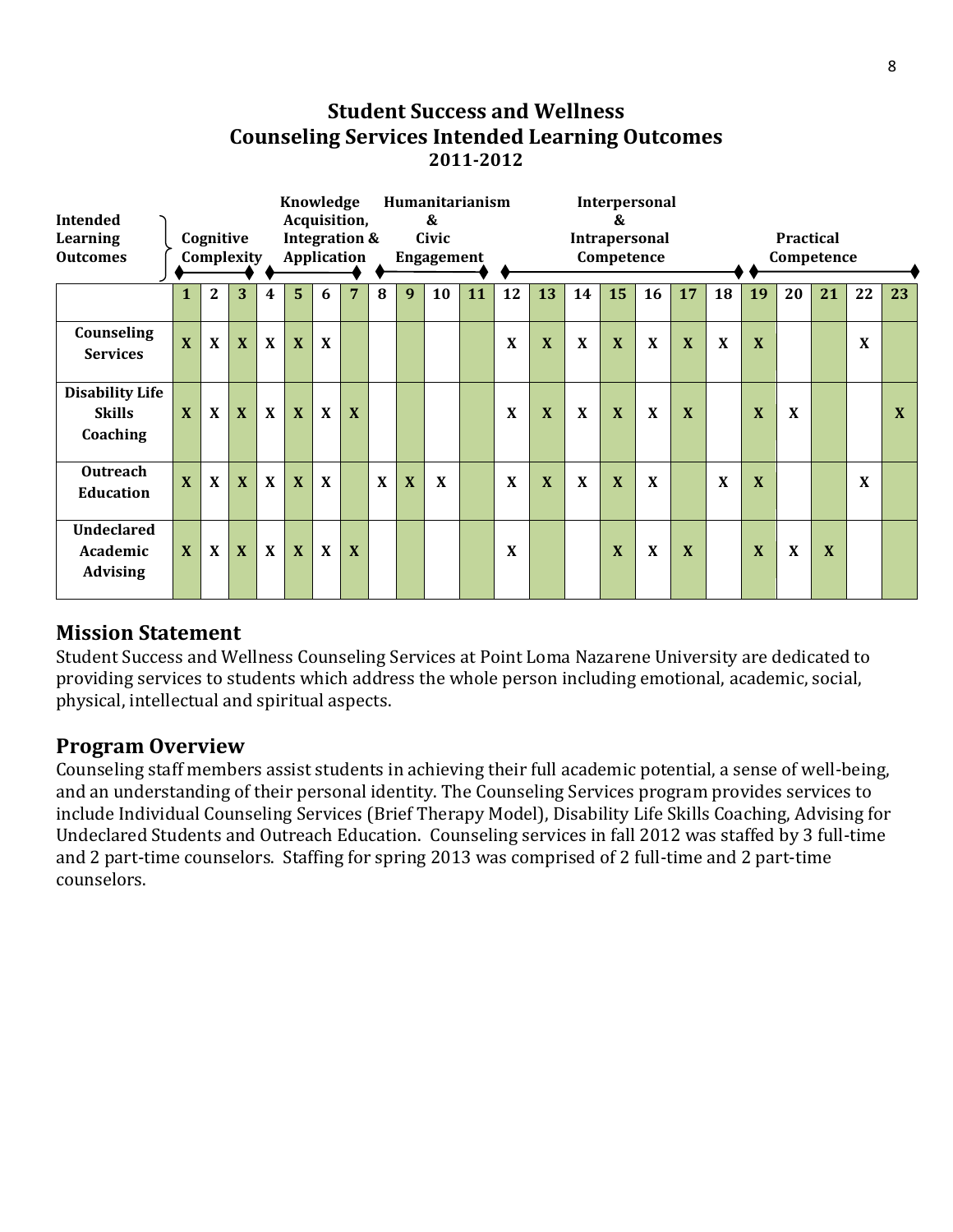# Student Success and Wellness Counseling Services Intended Learning Outcomes 2011-2012

| Intended Learning Outcomes | Cognitive Complexity | | | Knowledge Acquisition, Integration & Application | | | | Humanitarianism & Civic Engagement | | | | Interpersonal & Intrapersonal Competence | | | | | | | Practical Competence | | | | |
|---|---|---|---|---|---|---|---|---|---|---|---|---|---|---|---|---|---|---|---|---|---|---|---|
| | 1 | 2 | 3 | 4 | 5 | 6 | 7 | 8 | 9 | 10 | 11 | 12 | 13 | 14 | 15 | 16 | 17 | 18 | 19 | 20 | 21 | 22 | 23 |
| Counseling Services | X | X | X | X | X | X | | | | | | X | X | X | X | X | X | X | X | | | X | |
| Disability Life Skills Coaching | X | X | X | X | X | X | X | | | | | X | X | X | X | X | X | | X | X | | | X |
| Outreach Education | X | X | X | X | X | X | | X | X | X | | X | X | X | X | X | | X | X | | | X | |
| Undeclared Academic Advising | X | X | X | X | X | X | X | | | | | X | | | X | X | X | | X | X | X | | |

## Mission Statement

Student Success and Wellness Counseling Services at Point Loma Nazarene University are dedicated to providing services to students which address the whole person including emotional, academic, social, physical, intellectual and spiritual aspects.

## Program Overview

Counseling staff members assist students in achieving their full academic potential, a sense of well-being, and an understanding of their personal identity. The Counseling Services program provides services to include Individual Counseling Services (Brief Therapy Model), Disability Life Skills Coaching, Advising for Undeclared Students and Outreach Education. Counseling services in fall 2012 was staffed by 3 full-time and 2 part-time counselors. Staffing for spring 2013 was comprised of 2 full-time and 2 part-time counselors.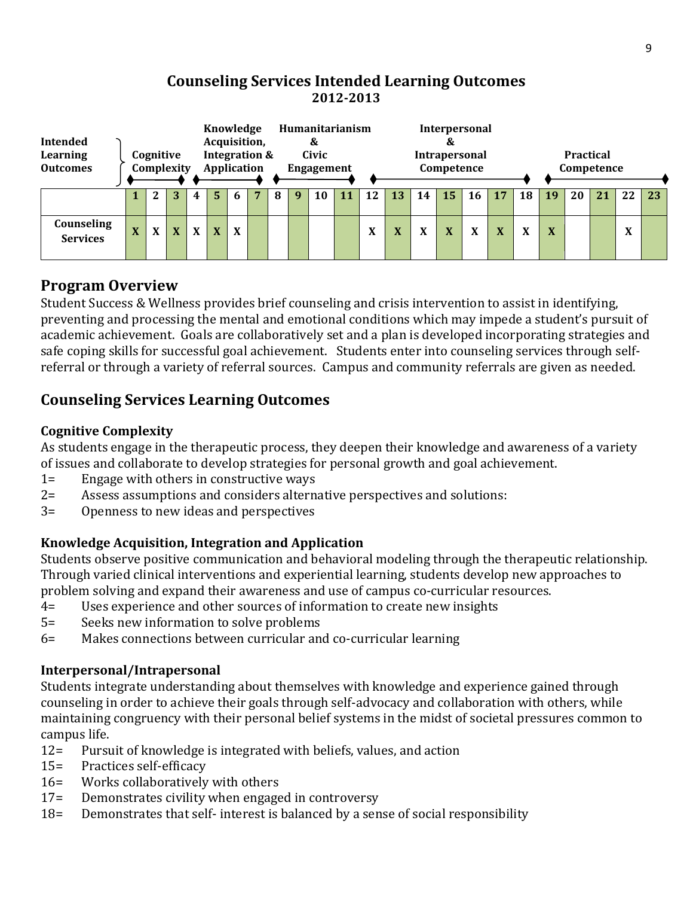## Counseling Services Intended Learning Outcomes
**2012-2013**

| Intended Learning Outcomes | Cognitive Complexity | | | Knowledge Acquisition, Integration & Application | | | | Humanitarianism & Civic Engagement | | | | Interpersonal & Intrapersonal Competence | | | | | | | Practical Competence | | | | |
|---|---|---|---|---|---|---|---|---|---|---|---|---|---|---|---|---|---|---|---|---|---|---|---|
| | 1 | 2 | 3 | 4 | 5 | 6 | 7 | 8 | 9 | 10 | 11 | 12 | 13 | 14 | 15 | 16 | 17 | 18 | 19 | 20 | 21 | 22 | 23 |
| **Counseling Services** | X | X | X | X | X | X | | | | | | X | X | X | X | X | X | X | X | | | X | |

## Program Overview

Student Success & Wellness provides brief counseling and crisis intervention to assist in identifying, preventing and processing the mental and emotional conditions which may impede a student's pursuit of academic achievement. Goals are collaboratively set and a plan is developed incorporating strategies and safe coping skills for successful goal achievement. Students enter into counseling services through self-referral or through a variety of referral sources. Campus and community referrals are given as needed.

## Counseling Services Learning Outcomes

### Cognitive Complexity

As students engage in the therapeutic process, they deepen their knowledge and awareness of a variety of issues and collaborate to develop strategies for personal growth and goal achievement.

1= Engage with others in constructive ways
2= Assess assumptions and considers alternative perspectives and solutions:
3= Openness to new ideas and perspectives

### Knowledge Acquisition, Integration and Application

Students observe positive communication and behavioral modeling through the therapeutic relationship. Through varied clinical interventions and experiential learning, students develop new approaches to problem solving and expand their awareness and use of campus co-curricular resources.

4= Uses experience and other sources of information to create new insights
5= Seeks new information to solve problems
6= Makes connections between curricular and co-curricular learning

### Interpersonal/Intrapersonal

Students integrate understanding about themselves with knowledge and experience gained through counseling in order to achieve their goals through self-advocacy and collaboration with others, while maintaining congruency with their personal belief systems in the midst of societal pressures common to campus life.

12= Pursuit of knowledge is integrated with beliefs, values, and action
15= Practices self-efficacy
16= Works collaboratively with others
17= Demonstrates civility when engaged in controversy
18= Demonstrates that self- interest is balanced by a sense of social responsibility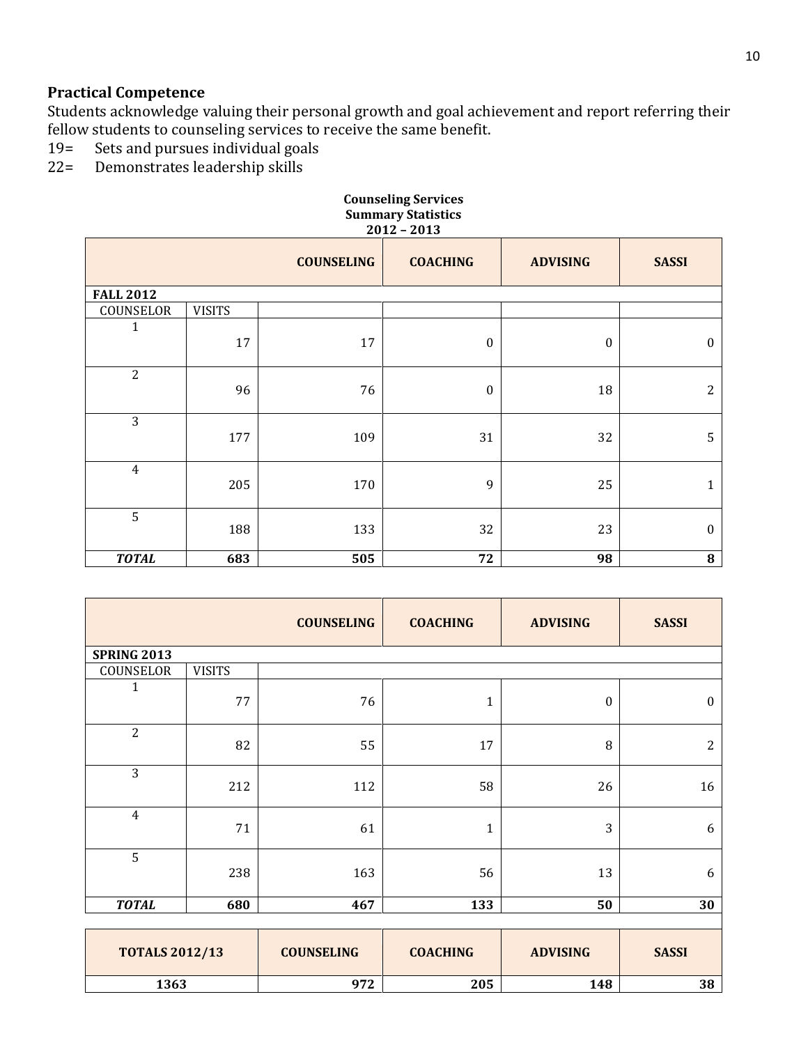### Practical Competence

Students acknowledge valuing their personal growth and goal achievement and report referring their fellow students to counseling services to receive the same benefit.

19= Sets and pursues individual goals

22= Demonstrates leadership skills

**Counseling Services**
**Summary Statistics**
**2012 – 2013**

| | | COUNSELING | COACHING | ADVISING | SASSI |
|---|---|---|---|---|---|
| **FALL 2012** | | | | | |
| COUNSELOR | VISITS | | | | |
| 1 | 17 | 17 | 0 | 0 | 0 |
| 2 | 96 | 76 | 0 | 18 | 2 |
| 3 | 177 | 109 | 31 | 32 | 5 |
| 4 | 205 | 170 | 9 | 25 | 1 |
| 5 | 188 | 133 | 32 | 23 | 0 |
| ***TOTAL*** | **683** | **505** | **72** | **98** | **8** |

| | | COUNSELING | COACHING | ADVISING | SASSI |
|---|---|---|---|---|---|
| **SPRING 2013** | | | | | |
| COUNSELOR | VISITS | | | | |
| 1 | 77 | 76 | 1 | 0 | 0 |
| 2 | 82 | 55 | 17 | 8 | 2 |
| 3 | 212 | 112 | 58 | 26 | 16 |
| 4 | 71 | 61 | 1 | 3 | 6 |
| 5 | 238 | 163 | 56 | 13 | 6 |
| ***TOTAL*** | **680** | **467** | **133** | **50** | **30** |

| TOTALS 2012/13 | COUNSELING | COACHING | ADVISING | SASSI |
|---|---|---|---|---|
| **1363** | **972** | **205** | **148** | **38** |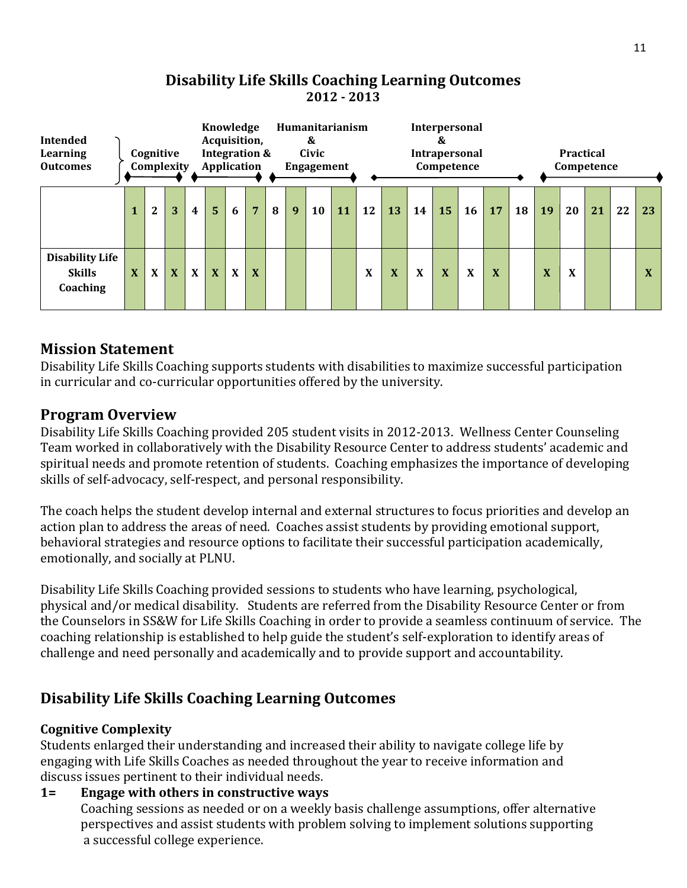## Disability Life Skills Coaching Learning Outcomes
**2012 - 2013**

| Intended Learning Outcomes | Cognitive Complexity | | | Knowledge Acquisition, Integration & Application | | | | Humanitarianism & Civic Engagement | | | | Interpersonal & Intrapersonal Competence | | | | | | | Practical Competence | | | | |
|---|---|---|---|---|---|---|---|---|---|---|---|---|---|---|---|---|---|---|---|---|---|---|---|
| | **1** | **2** | **3** | **4** | **5** | **6** | **7** | **8** | **9** | **10** | **11** | **12** | **13** | **14** | **15** | **16** | **17** | **18** | **19** | **20** | **21** | **22** | **23** |
| **Disability Life Skills Coaching** | **X** | **X** | **X** | **X** | **X** | **X** | **X** | | | | | **X** | **X** | **X** | **X** | **X** | **X** | | **X** | **X** | | | **X** |

## Mission Statement

Disability Life Skills Coaching supports students with disabilities to maximize successful participation in curricular and co-curricular opportunities offered by the university.

## Program Overview

Disability Life Skills Coaching provided 205 student visits in 2012-2013. Wellness Center Counseling Team worked in collaboratively with the Disability Resource Center to address students' academic and spiritual needs and promote retention of students. Coaching emphasizes the importance of developing skills of self-advocacy, self-respect, and personal responsibility.

The coach helps the student develop internal and external structures to focus priorities and develop an action plan to address the areas of need. Coaches assist students by providing emotional support, behavioral strategies and resource options to facilitate their successful participation academically, emotionally, and socially at PLNU.

Disability Life Skills Coaching provided sessions to students who have learning, psychological, physical and/or medical disability. Students are referred from the Disability Resource Center or from the Counselors in SS&W for Life Skills Coaching in order to provide a seamless continuum of service. The coaching relationship is established to help guide the student's self-exploration to identify areas of challenge and need personally and academically and to provide support and accountability.

## Disability Life Skills Coaching Learning Outcomes

### Cognitive Complexity

Students enlarged their understanding and increased their ability to navigate college life by engaging with Life Skills Coaches as needed throughout the year to receive information and discuss issues pertinent to their individual needs.

**1= Engage with others in constructive ways**

Coaching sessions as needed or on a weekly basis challenge assumptions, offer alternative perspectives and assist students with problem solving to implement solutions supporting a successful college experience.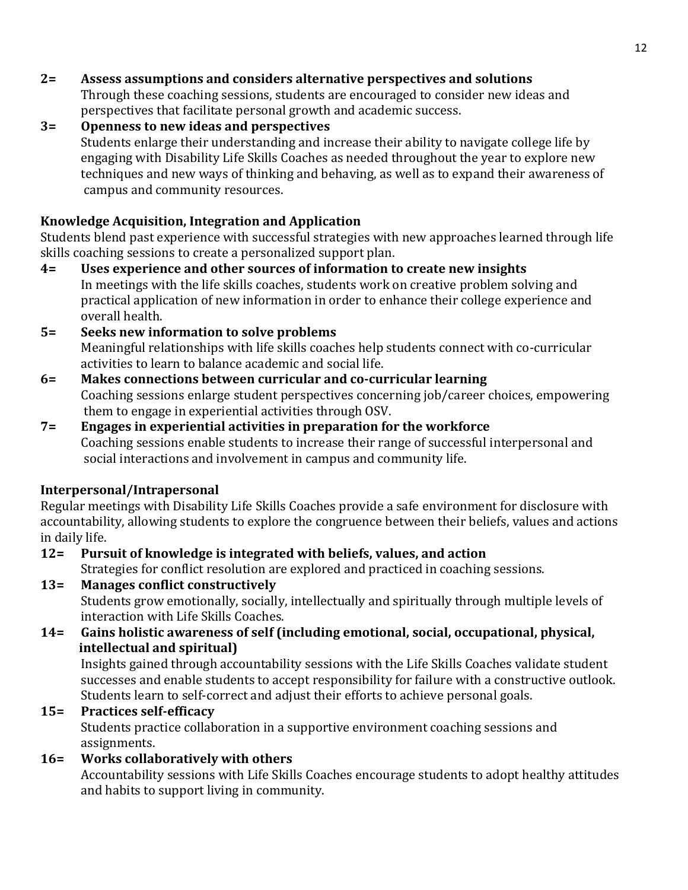**2= Assess assumptions and considers alternative perspectives and solutions**

Through these coaching sessions, students are encouraged to consider new ideas and perspectives that facilitate personal growth and academic success.

**3= Openness to new ideas and perspectives**

Students enlarge their understanding and increase their ability to navigate college life by engaging with Disability Life Skills Coaches as needed throughout the year to explore new techniques and new ways of thinking and behaving, as well as to expand their awareness of campus and community resources.

**Knowledge Acquisition, Integration and Application**

Students blend past experience with successful strategies with new approaches learned through life skills coaching sessions to create a personalized support plan.

**4= Uses experience and other sources of information to create new insights**

In meetings with the life skills coaches, students work on creative problem solving and practical application of new information in order to enhance their college experience and overall health.

**5= Seeks new information to solve problems**

Meaningful relationships with life skills coaches help students connect with co-curricular activities to learn to balance academic and social life.

**6= Makes connections between curricular and co-curricular learning**

Coaching sessions enlarge student perspectives concerning job/career choices, empowering them to engage in experiential activities through OSV.

**7= Engages in experiential activities in preparation for the workforce**

Coaching sessions enable students to increase their range of successful interpersonal and social interactions and involvement in campus and community life.

**Interpersonal/Intrapersonal**

Regular meetings with Disability Life Skills Coaches provide a safe environment for disclosure with accountability, allowing students to explore the congruence between their beliefs, values and actions in daily life.

**12= Pursuit of knowledge is integrated with beliefs, values, and action**

Strategies for conflict resolution are explored and practiced in coaching sessions.

**13= Manages conflict constructively**

Students grow emotionally, socially, intellectually and spiritually through multiple levels of interaction with Life Skills Coaches.

**14= Gains holistic awareness of self (including emotional, social, occupational, physical, intellectual and spiritual)**

Insights gained through accountability sessions with the Life Skills Coaches validate student successes and enable students to accept responsibility for failure with a constructive outlook. Students learn to self-correct and adjust their efforts to achieve personal goals.

**15= Practices self-efficacy**

Students practice collaboration in a supportive environment coaching sessions and assignments.

**16= Works collaboratively with others**

Accountability sessions with Life Skills Coaches encourage students to adopt healthy attitudes and habits to support living in community.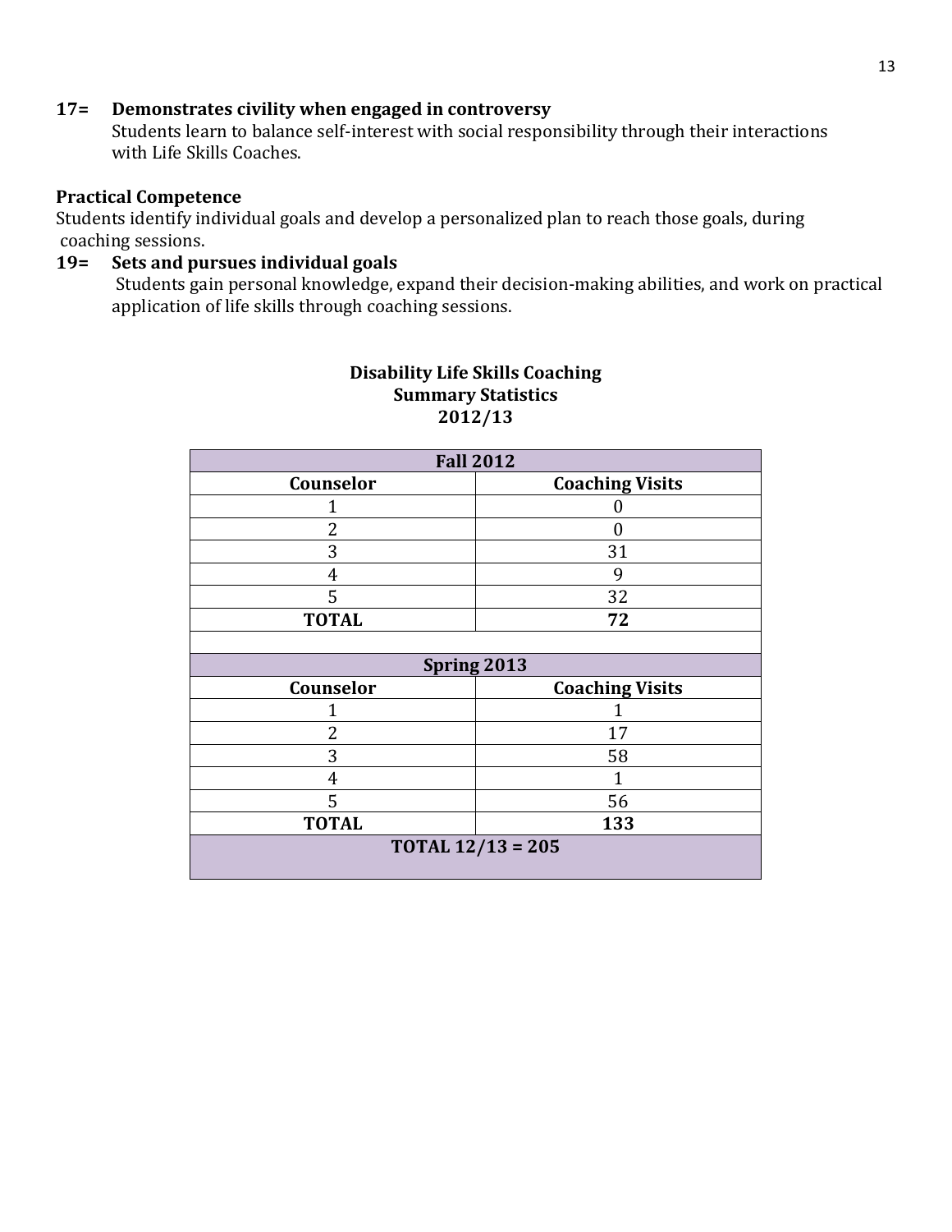**17= Demonstrates civility when engaged in controversy**

Students learn to balance self-interest with social responsibility through their interactions with Life Skills Coaches.

**Practical Competence**

Students identify individual goals and develop a personalized plan to reach those goals, during coaching sessions.

**19= Sets and pursues individual goals**

Students gain personal knowledge, expand their decision-making abilities, and work on practical application of life skills through coaching sessions.

**Disability Life Skills Coaching**
**Summary Statistics**
**2012/13**

| Fall 2012 | |
|---|---|
| **Counselor** | **Coaching Visits** |
| 1 | 0 |
| 2 | 0 |
| 3 | 31 |
| 4 | 9 |
| 5 | 32 |
| **TOTAL** | **72** |
| | |
| **Spring 2013** | |
| **Counselor** | **Coaching Visits** |
| 1 | 1 |
| 2 | 17 |
| 3 | 58 |
| 4 | 1 |
| 5 | 56 |
| **TOTAL** | **133** |
| **TOTAL 12/13 = 205** | |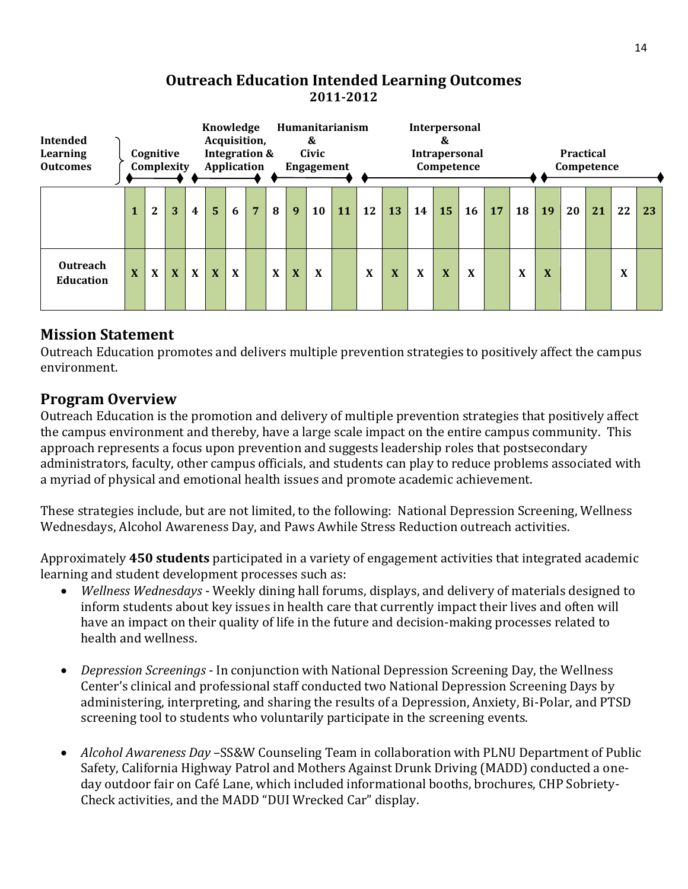## Outreach Education Intended Learning Outcomes
### 2011-2012

| Intended Learning Outcomes | Cognitive Complexity | | | Knowledge Acquisition, Integration & Application | | | | Humanitarianism & Civic Engagement | | | | Interpersonal & Intrapersonal Competence | | | | | | | Practical Competence | | | | |
|---|---|---|---|---|---|---|---|---|---|---|---|---|---|---|---|---|---|---|---|---|---|---|---|
| | **1** | **2** | **3** | **4** | **5** | **6** | **7** | **8** | **9** | **10** | **11** | **12** | **13** | **14** | **15** | **16** | **17** | **18** | **19** | **20** | **21** | **22** | **23** |
| **Outreach Education** | X | X | X | X | X | X | | X | X | X | | X | X | X | X | X | | X | X | | | X | |

## Mission Statement

Outreach Education promotes and delivers multiple prevention strategies to positively affect the campus environment.

## Program Overview

Outreach Education is the promotion and delivery of multiple prevention strategies that positively affect the campus environment and thereby, have a large scale impact on the entire campus community. This approach represents a focus upon prevention and suggests leadership roles that postsecondary administrators, faculty, other campus officials, and students can play to reduce problems associated with a myriad of physical and emotional health issues and promote academic achievement.

These strategies include, but are not limited, to the following: National Depression Screening, Wellness Wednesdays, Alcohol Awareness Day, and Paws Awhile Stress Reduction outreach activities.

Approximately **450 students** participated in a variety of engagement activities that integrated academic learning and student development processes such as:

- *Wellness Wednesdays* - Weekly dining hall forums, displays, and delivery of materials designed to inform students about key issues in health care that currently impact their lives and often will have an impact on their quality of life in the future and decision-making processes related to health and wellness.

- *Depression Screenings* - In conjunction with National Depression Screening Day, the Wellness Center's clinical and professional staff conducted two National Depression Screening Days by administering, interpreting, and sharing the results of a Depression, Anxiety, Bi-Polar, and PTSD screening tool to students who voluntarily participate in the screening events.

- *Alcohol Awareness Day* –SS&W Counseling Team in collaboration with PLNU Department of Public Safety, California Highway Patrol and Mothers Against Drunk Driving (MADD) conducted a one-day outdoor fair on Café Lane, which included informational booths, brochures, CHP Sobriety-Check activities, and the MADD "DUI Wrecked Car" display.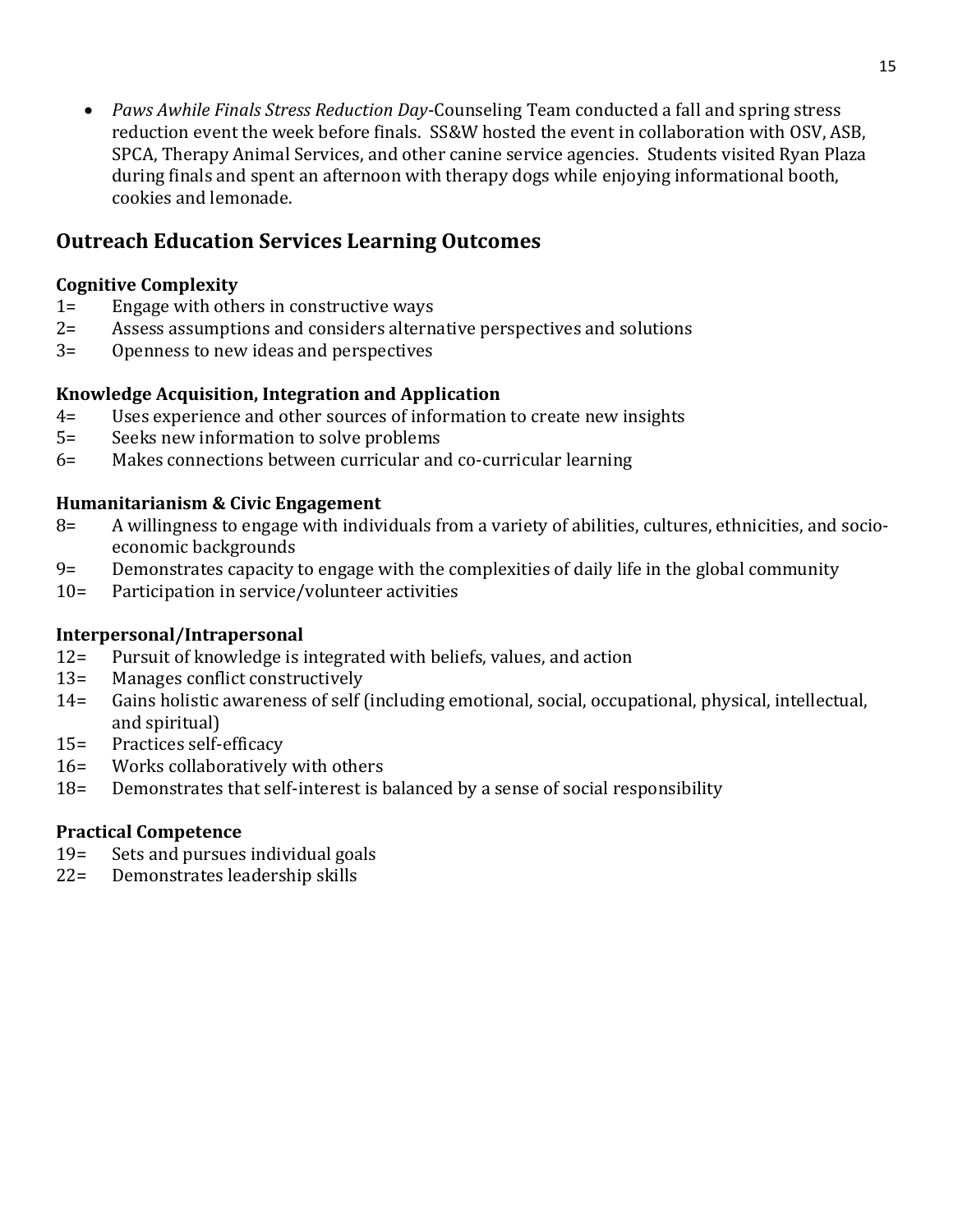- *Paws Awhile Finals Stress Reduction Day*-Counseling Team conducted a fall and spring stress reduction event the week before finals. SS&W hosted the event in collaboration with OSV, ASB, SPCA, Therapy Animal Services, and other canine service agencies. Students visited Ryan Plaza during finals and spent an afternoon with therapy dogs while enjoying informational booth, cookies and lemonade.

## Outreach Education Services Learning Outcomes

**Cognitive Complexity**

1= Engage with others in constructive ways
2= Assess assumptions and considers alternative perspectives and solutions
3= Openness to new ideas and perspectives

**Knowledge Acquisition, Integration and Application**

4= Uses experience and other sources of information to create new insights
5= Seeks new information to solve problems
6= Makes connections between curricular and co-curricular learning

**Humanitarianism & Civic Engagement**

8= A willingness to engage with individuals from a variety of abilities, cultures, ethnicities, and socio-economic backgrounds
9= Demonstrates capacity to engage with the complexities of daily life in the global community
10= Participation in service/volunteer activities

**Interpersonal/Intrapersonal**

12= Pursuit of knowledge is integrated with beliefs, values, and action
13= Manages conflict constructively
14= Gains holistic awareness of self (including emotional, social, occupational, physical, intellectual, and spiritual)
15= Practices self-efficacy
16= Works collaboratively with others
18= Demonstrates that self-interest is balanced by a sense of social responsibility

**Practical Competence**

19= Sets and pursues individual goals
22= Demonstrates leadership skills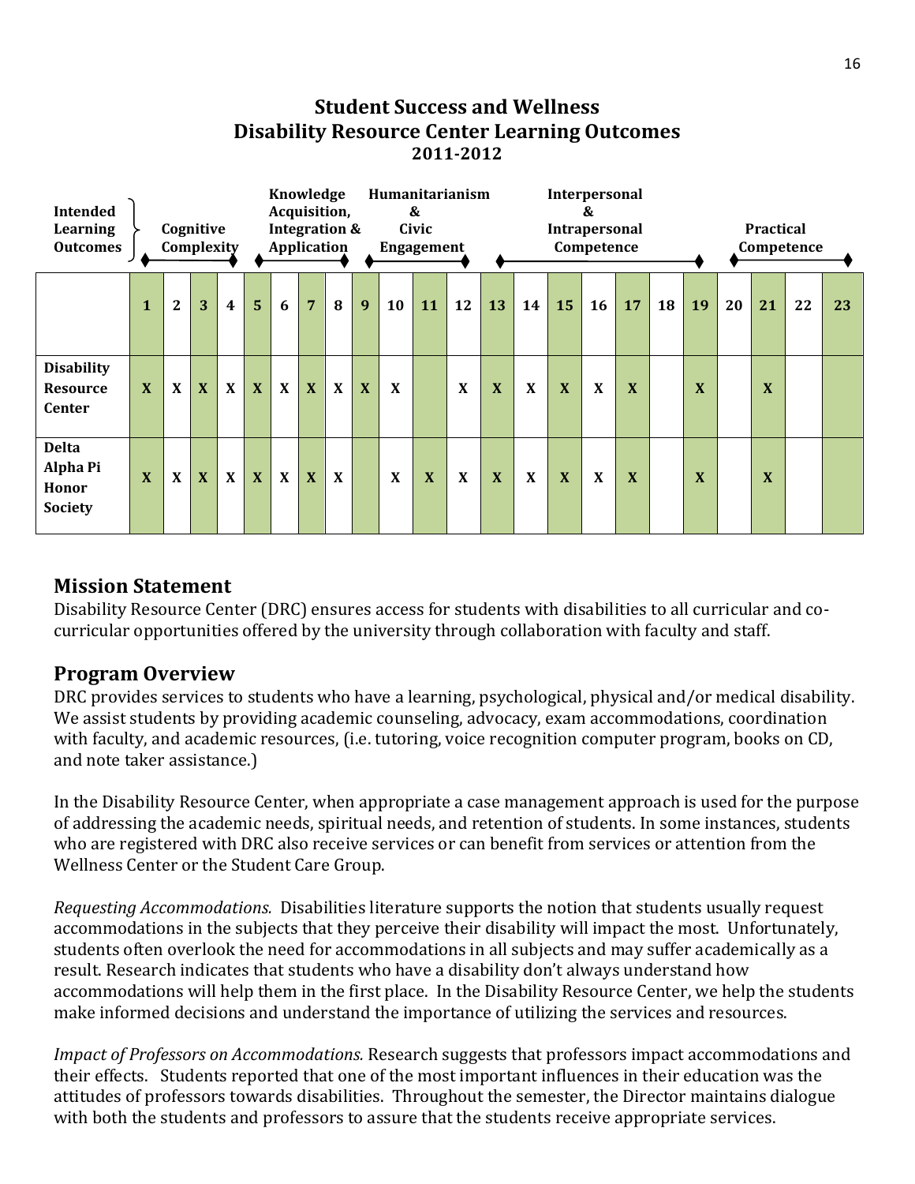## Student Success and Wellness
## Disability Resource Center Learning Outcomes
### 2011-2012

| Intended Learning Outcomes | Cognitive Complexity | | | | Knowledge Acquisition, Integration & Application | | | | Humanitarianism & Civic Engagement | | | | Interpersonal & Intrapersonal Competence | | | | | | | Practical Competence | | | |
|---|---|---|---|---|---|---|---|---|---|---|---|---|---|---|---|---|---|---|---|---|---|---|---|
| | **1** | **2** | **3** | **4** | **5** | **6** | **7** | **8** | **9** | **10** | **11** | **12** | **13** | **14** | **15** | **16** | **17** | **18** | **19** | **20** | **21** | **22** | **23** |
| **Disability Resource Center** | X | X | X | X | X | X | X | X | X | X | | X | X | X | X | X | X | | X | | X | | |
| **Delta Alpha Pi Honor Society** | X | X | X | X | X | X | X | X | | X | X | X | X | X | X | X | X | | X | | X | | |

## Mission Statement

Disability Resource Center (DRC) ensures access for students with disabilities to all curricular and co-curricular opportunities offered by the university through collaboration with faculty and staff.

## Program Overview

DRC provides services to students who have a learning, psychological, physical and/or medical disability. We assist students by providing academic counseling, advocacy, exam accommodations, coordination with faculty, and academic resources, (i.e. tutoring, voice recognition computer program, books on CD, and note taker assistance.)

In the Disability Resource Center, when appropriate a case management approach is used for the purpose of addressing the academic needs, spiritual needs, and retention of students. In some instances, students who are registered with DRC also receive services or can benefit from services or attention from the Wellness Center or the Student Care Group.

*Requesting Accommodations.* Disabilities literature supports the notion that students usually request accommodations in the subjects that they perceive their disability will impact the most. Unfortunately, students often overlook the need for accommodations in all subjects and may suffer academically as a result. Research indicates that students who have a disability don't always understand how accommodations will help them in the first place. In the Disability Resource Center, we help the students make informed decisions and understand the importance of utilizing the services and resources.

*Impact of Professors on Accommodations.* Research suggests that professors impact accommodations and their effects. Students reported that one of the most important influences in their education was the attitudes of professors towards disabilities. Throughout the semester, the Director maintains dialogue with both the students and professors to assure that the students receive appropriate services.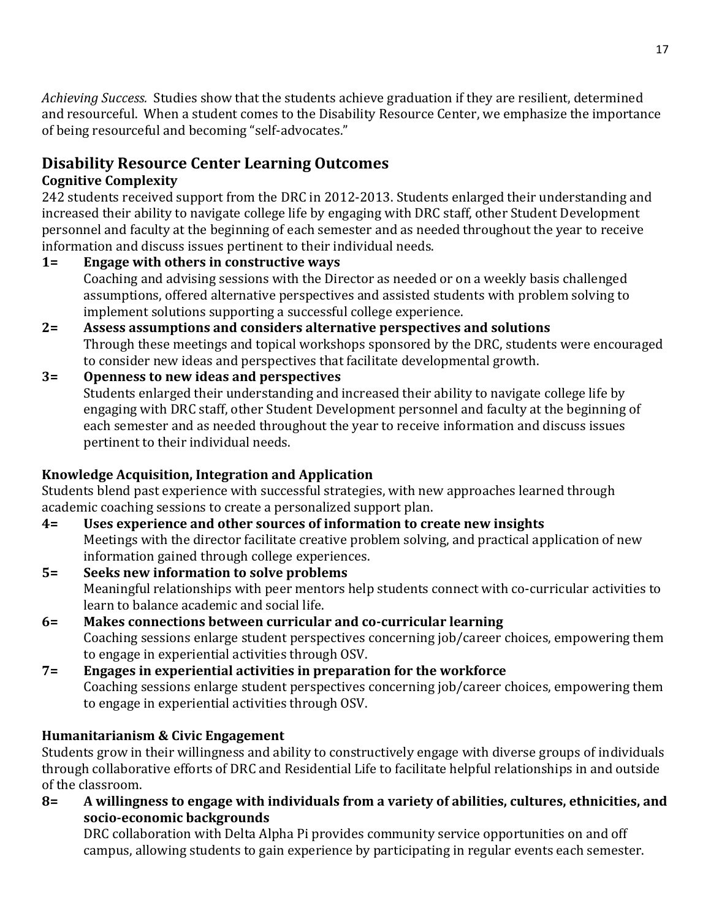*Achieving Success.* Studies show that the students achieve graduation if they are resilient, determined and resourceful. When a student comes to the Disability Resource Center, we emphasize the importance of being resourceful and becoming "self-advocates."

## Disability Resource Center Learning Outcomes

### Cognitive Complexity

242 students received support from the DRC in 2012-2013. Students enlarged their understanding and increased their ability to navigate college life by engaging with DRC staff, other Student Development personnel and faculty at the beginning of each semester and as needed throughout the year to receive information and discuss issues pertinent to their individual needs.

**1= Engage with others in constructive ways**

Coaching and advising sessions with the Director as needed or on a weekly basis challenged assumptions, offered alternative perspectives and assisted students with problem solving to implement solutions supporting a successful college experience.

**2= Assess assumptions and considers alternative perspectives and solutions**

Through these meetings and topical workshops sponsored by the DRC, students were encouraged to consider new ideas and perspectives that facilitate developmental growth.

**3= Openness to new ideas and perspectives**

Students enlarged their understanding and increased their ability to navigate college life by engaging with DRC staff, other Student Development personnel and faculty at the beginning of each semester and as needed throughout the year to receive information and discuss issues pertinent to their individual needs.

### Knowledge Acquisition, Integration and Application

Students blend past experience with successful strategies, with new approaches learned through academic coaching sessions to create a personalized support plan.

**4= Uses experience and other sources of information to create new insights**

Meetings with the director facilitate creative problem solving, and practical application of new information gained through college experiences.

**5= Seeks new information to solve problems**

Meaningful relationships with peer mentors help students connect with co-curricular activities to learn to balance academic and social life.

**6= Makes connections between curricular and co-curricular learning**

Coaching sessions enlarge student perspectives concerning job/career choices, empowering them to engage in experiential activities through OSV.

**7= Engages in experiential activities in preparation for the workforce**

Coaching sessions enlarge student perspectives concerning job/career choices, empowering them to engage in experiential activities through OSV.

### Humanitarianism & Civic Engagement

Students grow in their willingness and ability to constructively engage with diverse groups of individuals through collaborative efforts of DRC and Residential Life to facilitate helpful relationships in and outside of the classroom.

**8= A willingness to engage with individuals from a variety of abilities, cultures, ethnicities, and socio-economic backgrounds**

DRC collaboration with Delta Alpha Pi provides community service opportunities on and off campus, allowing students to gain experience by participating in regular events each semester.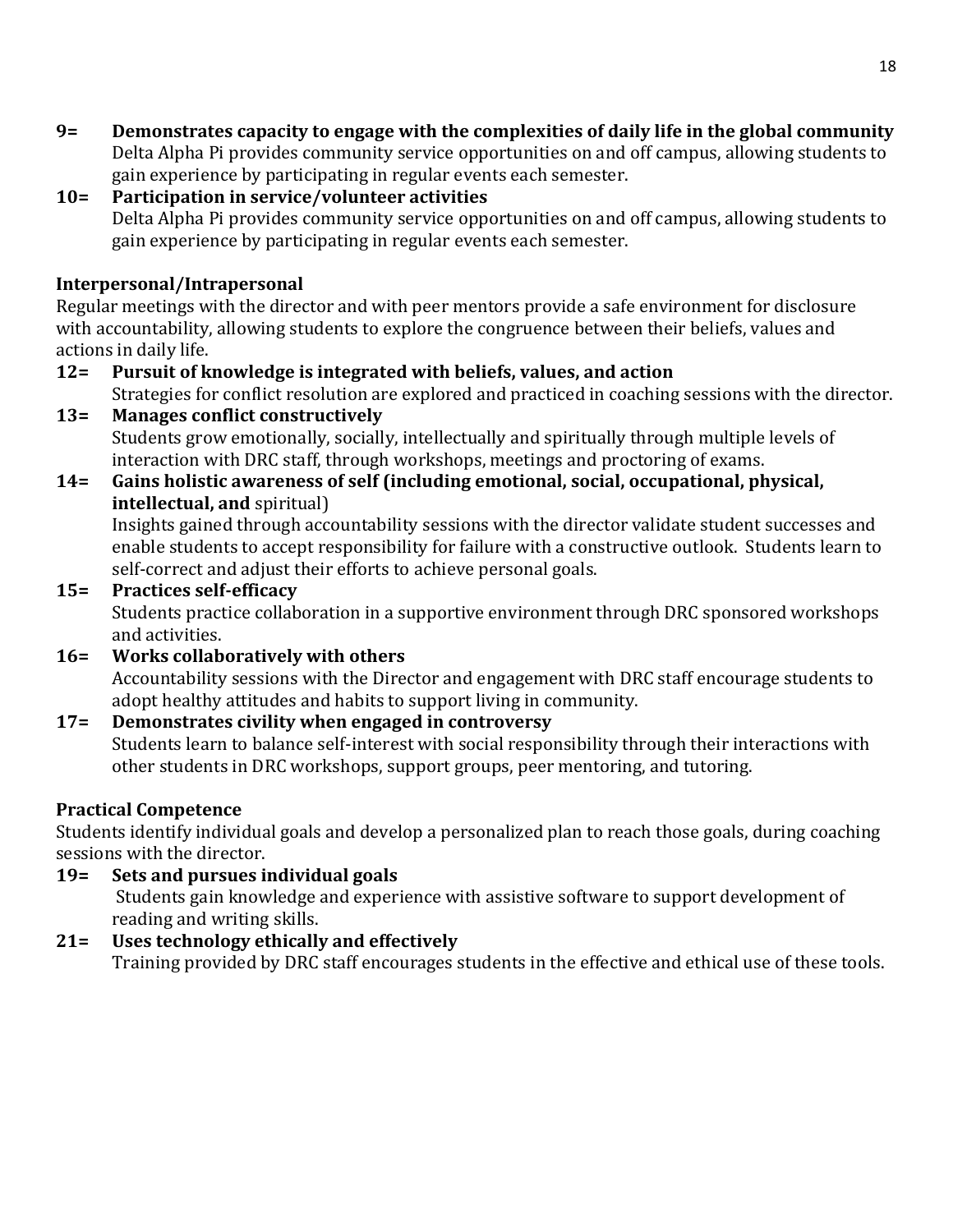**9= Demonstrates capacity to engage with the complexities of daily life in the global community**
Delta Alpha Pi provides community service opportunities on and off campus, allowing students to gain experience by participating in regular events each semester.

**10= Participation in service/volunteer activities**
Delta Alpha Pi provides community service opportunities on and off campus, allowing students to gain experience by participating in regular events each semester.

**Interpersonal/Intrapersonal**

Regular meetings with the director and with peer mentors provide a safe environment for disclosure with accountability, allowing students to explore the congruence between their beliefs, values and actions in daily life.

**12= Pursuit of knowledge is integrated with beliefs, values, and action**
Strategies for conflict resolution are explored and practiced in coaching sessions with the director.

**13= Manages conflict constructively**
Students grow emotionally, socially, intellectually and spiritually through multiple levels of interaction with DRC staff, through workshops, meetings and proctoring of exams.

**14= Gains holistic awareness of self (including emotional, social, occupational, physical, intellectual, and** spiritual)
Insights gained through accountability sessions with the director validate student successes and enable students to accept responsibility for failure with a constructive outlook. Students learn to self-correct and adjust their efforts to achieve personal goals.

**15= Practices self-efficacy**
Students practice collaboration in a supportive environment through DRC sponsored workshops and activities.

**16= Works collaboratively with others**
Accountability sessions with the Director and engagement with DRC staff encourage students to adopt healthy attitudes and habits to support living in community.

**17= Demonstrates civility when engaged in controversy**
Students learn to balance self-interest with social responsibility through their interactions with other students in DRC workshops, support groups, peer mentoring, and tutoring.

**Practical Competence**

Students identify individual goals and develop a personalized plan to reach those goals, during coaching sessions with the director.

**19= Sets and pursues individual goals**
Students gain knowledge and experience with assistive software to support development of reading and writing skills.

**21= Uses technology ethically and effectively**
Training provided by DRC staff encourages students in the effective and ethical use of these tools.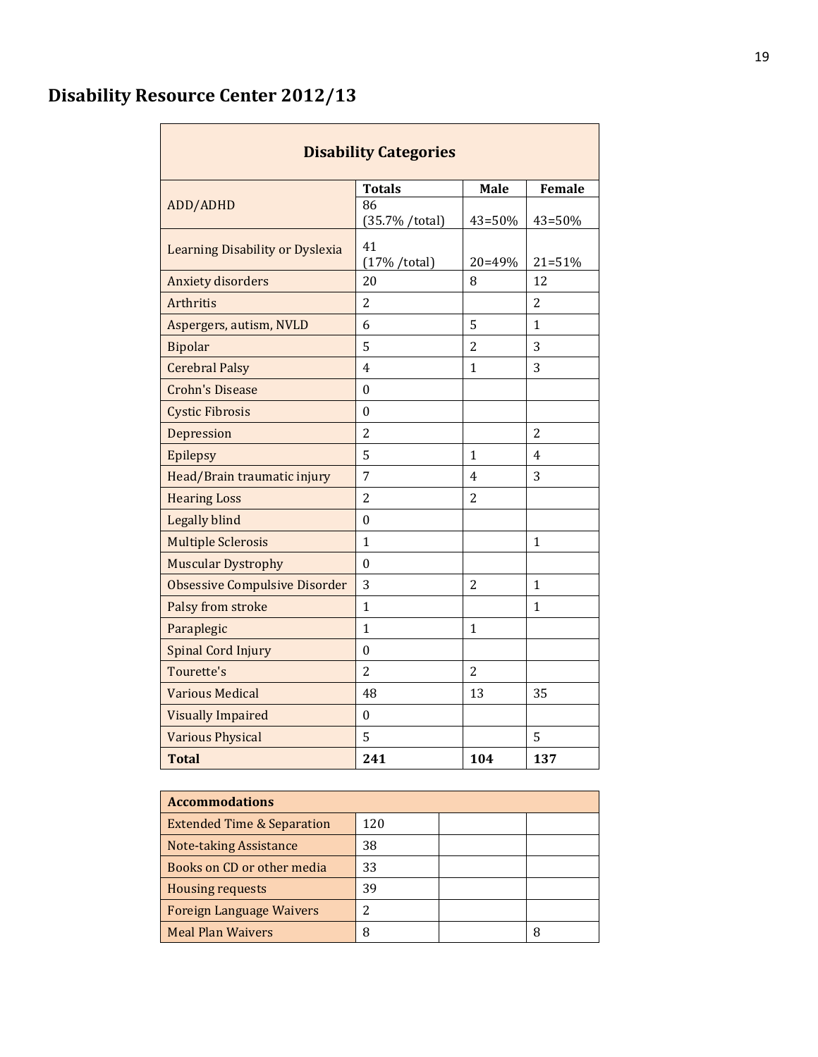# Disability Resource Center 2012/13

| Disability Categories | | | |
|---|---|---|---|
| | **Totals** | **Male** | **Female** |
| ADD/ADHD | 86 (35.7% /total) | 43=50% | 43=50% |
| Learning Disability or Dyslexia | 41 (17% /total) | 20=49% | 21=51% |
| Anxiety disorders | 20 | 8 | 12 |
| Arthritis | 2 | | 2 |
| Aspergers, autism, NVLD | 6 | 5 | 1 |
| Bipolar | 5 | 2 | 3 |
| Cerebral Palsy | 4 | 1 | 3 |
| Crohn's Disease | 0 | | |
| Cystic Fibrosis | 0 | | |
| Depression | 2 | | 2 |
| Epilepsy | 5 | 1 | 4 |
| Head/Brain traumatic injury | 7 | 4 | 3 |
| Hearing Loss | 2 | 2 | |
| Legally blind | 0 | | |
| Multiple Sclerosis | 1 | | 1 |
| Muscular Dystrophy | 0 | | |
| Obsessive Compulsive Disorder | 3 | 2 | 1 |
| Palsy from stroke | 1 | | 1 |
| Paraplegic | 1 | 1 | |
| Spinal Cord Injury | 0 | | |
| Tourette's | 2 | 2 | |
| Various Medical | 48 | 13 | 35 |
| Visually Impaired | 0 | | |
| Various Physical | 5 | | 5 |
| **Total** | **241** | **104** | **137** |

| Accommodations | | | |
|---|---|---|---|
| Extended Time & Separation | 120 | | |
| Note-taking Assistance | 38 | | |
| Books on CD or other media | 33 | | |
| Housing requests | 39 | | |
| Foreign Language Waivers | 2 | | |
| Meal Plan Waivers | 8 | | 8 |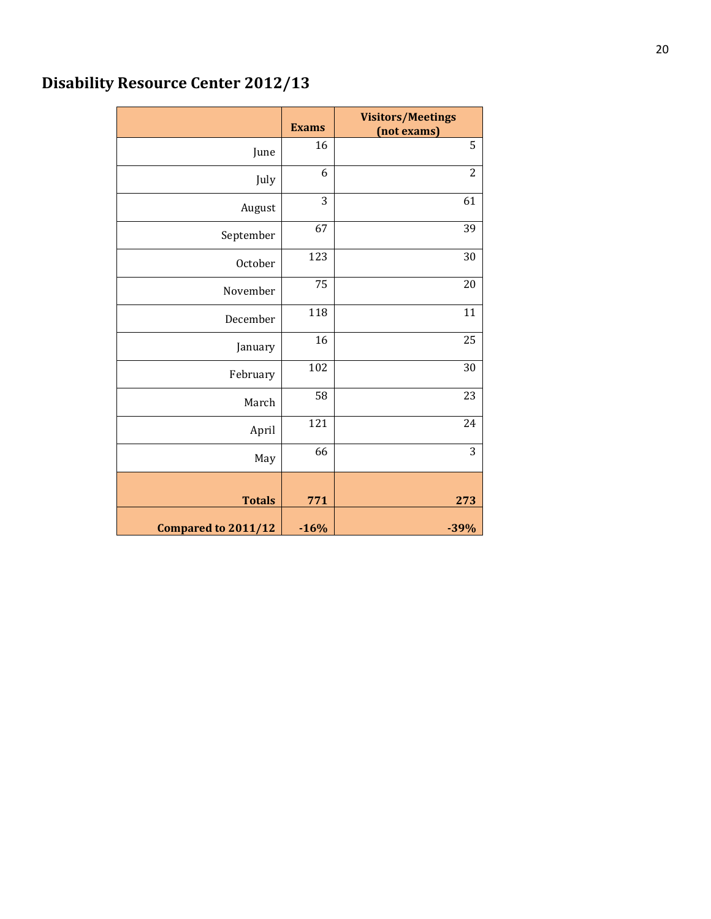## Disability Resource Center 2012/13

| | Exams | Visitors/Meetings (not exams) |
|---|---|---|
| June | 16 | 5 |
| July | 6 | 2 |
| August | 3 | 61 |
| September | 67 | 39 |
| October | 123 | 30 |
| November | 75 | 20 |
| December | 118 | 11 |
| January | 16 | 25 |
| February | 102 | 30 |
| March | 58 | 23 |
| April | 121 | 24 |
| May | 66 | 3 |
| **Totals** | **771** | **273** |
| **Compared to 2011/12** | **-16%** | **-39%** |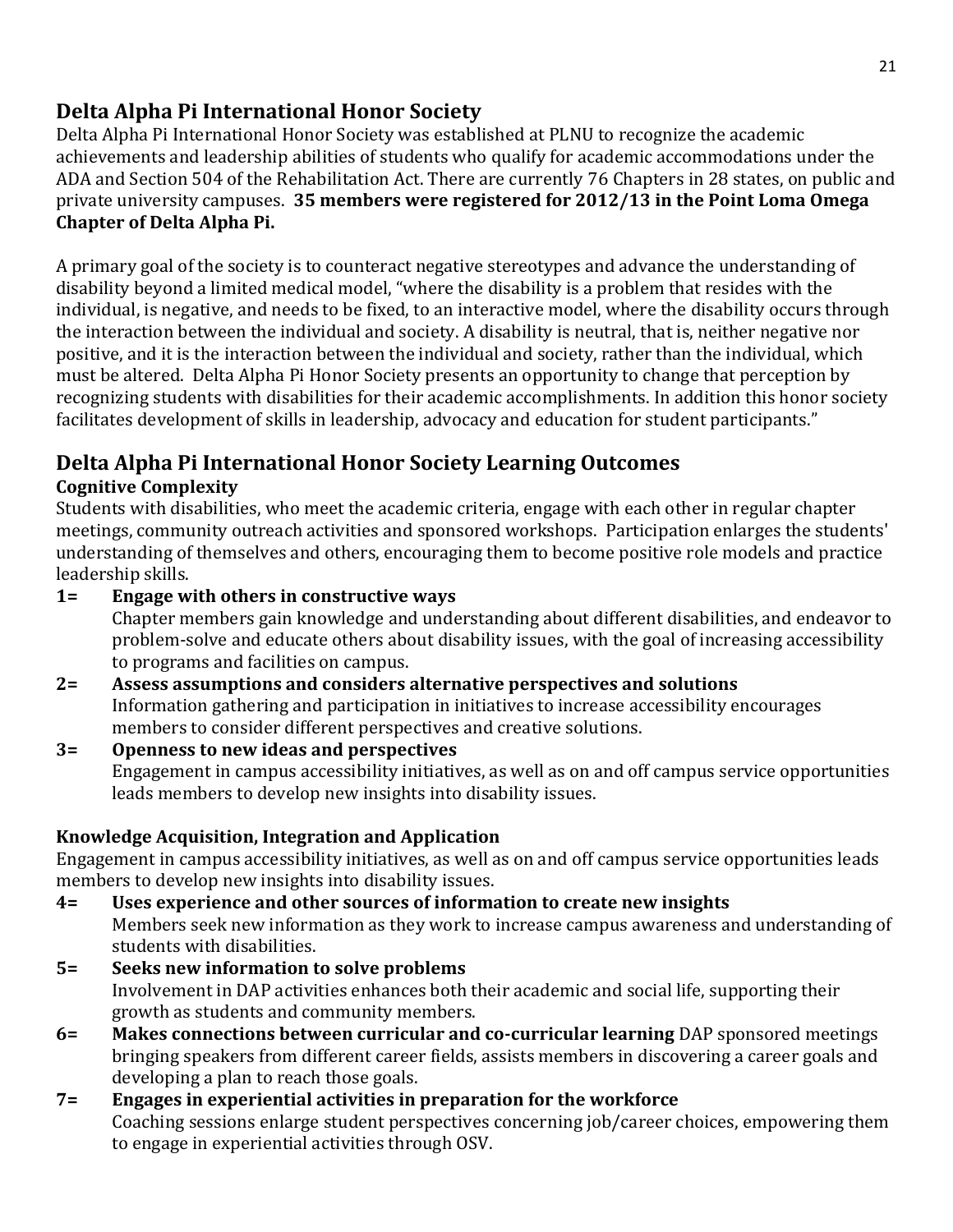## Delta Alpha Pi International Honor Society

Delta Alpha Pi International Honor Society was established at PLNU to recognize the academic achievements and leadership abilities of students who qualify for academic accommodations under the ADA and Section 504 of the Rehabilitation Act. There are currently 76 Chapters in 28 states, on public and private university campuses. **35 members were registered for 2012/13 in the Point Loma Omega Chapter of Delta Alpha Pi.**

A primary goal of the society is to counteract negative stereotypes and advance the understanding of disability beyond a limited medical model, "where the disability is a problem that resides with the individual, is negative, and needs to be fixed, to an interactive model, where the disability occurs through the interaction between the individual and society. A disability is neutral, that is, neither negative nor positive, and it is the interaction between the individual and society, rather than the individual, which must be altered. Delta Alpha Pi Honor Society presents an opportunity to change that perception by recognizing students with disabilities for their academic accomplishments. In addition this honor society facilitates development of skills in leadership, advocacy and education for student participants."

## Delta Alpha Pi International Honor Society Learning Outcomes

### Cognitive Complexity

Students with disabilities, who meet the academic criteria, engage with each other in regular chapter meetings, community outreach activities and sponsored workshops. Participation enlarges the students' understanding of themselves and others, encouraging them to become positive role models and practice leadership skills.

**1= Engage with others in constructive ways**
Chapter members gain knowledge and understanding about different disabilities, and endeavor to problem-solve and educate others about disability issues, with the goal of increasing accessibility to programs and facilities on campus.

**2= Assess assumptions and considers alternative perspectives and solutions**
Information gathering and participation in initiatives to increase accessibility encourages members to consider different perspectives and creative solutions.

**3= Openness to new ideas and perspectives**
Engagement in campus accessibility initiatives, as well as on and off campus service opportunities leads members to develop new insights into disability issues.

### Knowledge Acquisition, Integration and Application

Engagement in campus accessibility initiatives, as well as on and off campus service opportunities leads members to develop new insights into disability issues.

**4= Uses experience and other sources of information to create new insights**
Members seek new information as they work to increase campus awareness and understanding of students with disabilities.

**5= Seeks new information to solve problems**
Involvement in DAP activities enhances both their academic and social life, supporting their growth as students and community members.

**6= Makes connections between curricular and co-curricular learning** DAP sponsored meetings bringing speakers from different career fields, assists members in discovering a career goals and developing a plan to reach those goals.

**7= Engages in experiential activities in preparation for the workforce**
Coaching sessions enlarge student perspectives concerning job/career choices, empowering them to engage in experiential activities through OSV.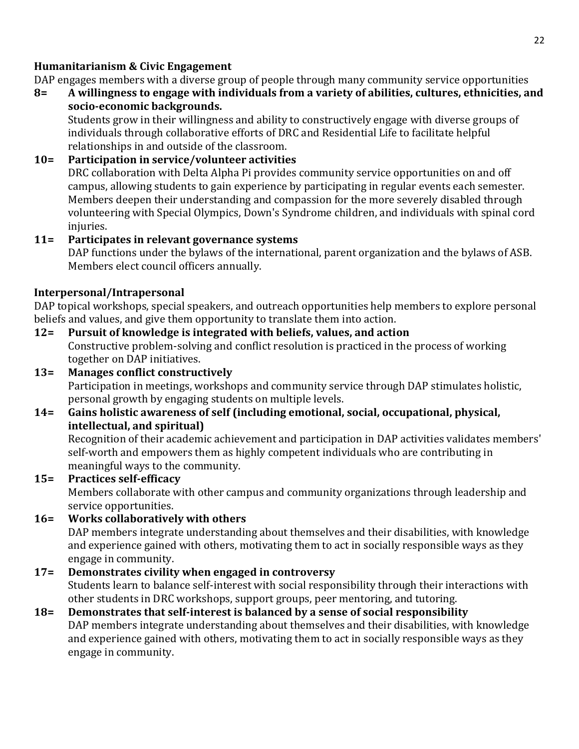**Humanitarianism & Civic Engagement**

DAP engages members with a diverse group of people through many community service opportunities

**8= A willingness to engage with individuals from a variety of abilities, cultures, ethnicities, and socio-economic backgrounds.**

Students grow in their willingness and ability to constructively engage with diverse groups of individuals through collaborative efforts of DRC and Residential Life to facilitate helpful relationships in and outside of the classroom.

**10= Participation in service/volunteer activities**

DRC collaboration with Delta Alpha Pi provides community service opportunities on and off campus, allowing students to gain experience by participating in regular events each semester. Members deepen their understanding and compassion for the more severely disabled through volunteering with Special Olympics, Down's Syndrome children, and individuals with spinal cord injuries.

**11= Participates in relevant governance systems**

DAP functions under the bylaws of the international, parent organization and the bylaws of ASB. Members elect council officers annually.

**Interpersonal/Intrapersonal**

DAP topical workshops, special speakers, and outreach opportunities help members to explore personal beliefs and values, and give them opportunity to translate them into action.

**12= Pursuit of knowledge is integrated with beliefs, values, and action**

Constructive problem-solving and conflict resolution is practiced in the process of working together on DAP initiatives.

**13= Manages conflict constructively**

Participation in meetings, workshops and community service through DAP stimulates holistic, personal growth by engaging students on multiple levels.

**14= Gains holistic awareness of self (including emotional, social, occupational, physical, intellectual, and spiritual)**

Recognition of their academic achievement and participation in DAP activities validates members' self-worth and empowers them as highly competent individuals who are contributing in meaningful ways to the community.

**15= Practices self-efficacy**

Members collaborate with other campus and community organizations through leadership and service opportunities.

**16= Works collaboratively with others**

DAP members integrate understanding about themselves and their disabilities, with knowledge and experience gained with others, motivating them to act in socially responsible ways as they engage in community.

**17= Demonstrates civility when engaged in controversy**

Students learn to balance self-interest with social responsibility through their interactions with other students in DRC workshops, support groups, peer mentoring, and tutoring.

**18= Demonstrates that self-interest is balanced by a sense of social responsibility**

DAP members integrate understanding about themselves and their disabilities, with knowledge and experience gained with others, motivating them to act in socially responsible ways as they engage in community.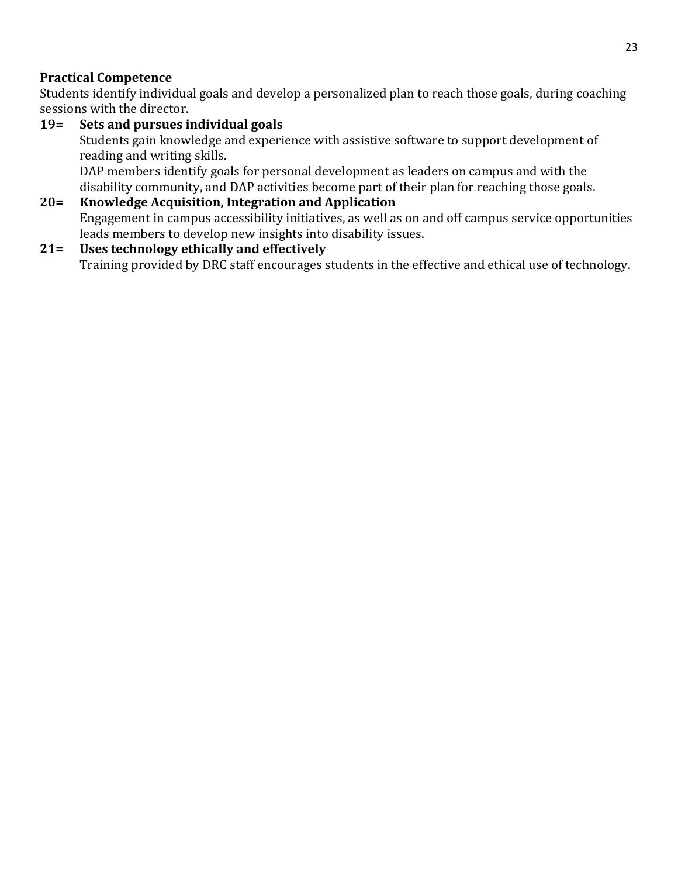**Practical Competence**

Students identify individual goals and develop a personalized plan to reach those goals, during coaching sessions with the director.

**19= Sets and pursues individual goals**

Students gain knowledge and experience with assistive software to support development of reading and writing skills.

DAP members identify goals for personal development as leaders on campus and with the disability community, and DAP activities become part of their plan for reaching those goals.

**20= Knowledge Acquisition, Integration and Application**

Engagement in campus accessibility initiatives, as well as on and off campus service opportunities leads members to develop new insights into disability issues.

**21= Uses technology ethically and effectively**

Training provided by DRC staff encourages students in the effective and ethical use of technology.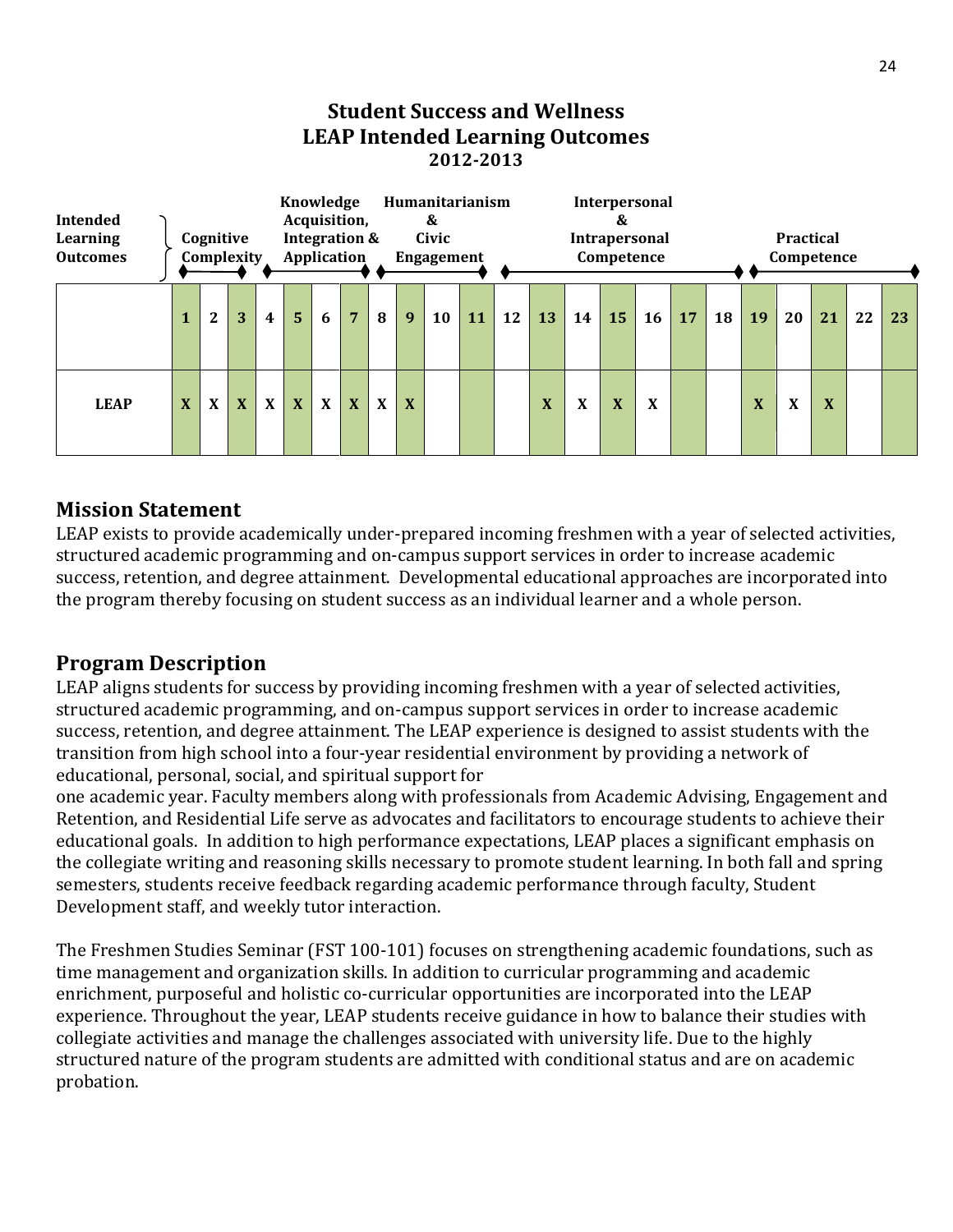# Student Success and Wellness
# LEAP Intended Learning Outcomes
## 2012-2013

| Intended Learning Outcomes | Cognitive Complexity | | | | Knowledge Acquisition, Integration & Application | | | | Humanitarianism & Civic Engagement | | | | Interpersonal & Intrapersonal Competence | | | | | | | Practical Competence | | | | |
|---|---|---|---|---|---|---|---|---|---|---|---|---|---|---|---|---|---|---|---|---|---|---|---|---|
| | 1 | 2 | 3 | 4 | 5 | 6 | 7 | 8 | 9 | 10 | 11 | 12 | 13 | 14 | 15 | 16 | 17 | 18 | 19 | 20 | 21 | 22 | 23 |
| **LEAP** | X | X | X | X | X | X | X | X | X | | | | X | X | X | X | | | X | X | X | | |

## Mission Statement

LEAP exists to provide academically under-prepared incoming freshmen with a year of selected activities, structured academic programming and on-campus support services in order to increase academic success, retention, and degree attainment. Developmental educational approaches are incorporated into the program thereby focusing on student success as an individual learner and a whole person.

## Program Description

LEAP aligns students for success by providing incoming freshmen with a year of selected activities, structured academic programming, and on-campus support services in order to increase academic success, retention, and degree attainment. The LEAP experience is designed to assist students with the transition from high school into a four-year residential environment by providing a network of educational, personal, social, and spiritual support for one academic year. Faculty members along with professionals from Academic Advising, Engagement and Retention, and Residential Life serve as advocates and facilitators to encourage students to achieve their educational goals. In addition to high performance expectations, LEAP places a significant emphasis on the collegiate writing and reasoning skills necessary to promote student learning. In both fall and spring semesters, students receive feedback regarding academic performance through faculty, Student Development staff, and weekly tutor interaction.

The Freshmen Studies Seminar (FST 100-101) focuses on strengthening academic foundations, such as time management and organization skills. In addition to curricular programming and academic enrichment, purposeful and holistic co-curricular opportunities are incorporated into the LEAP experience. Throughout the year, LEAP students receive guidance in how to balance their studies with collegiate activities and manage the challenges associated with university life. Due to the highly structured nature of the program students are admitted with conditional status and are on academic probation.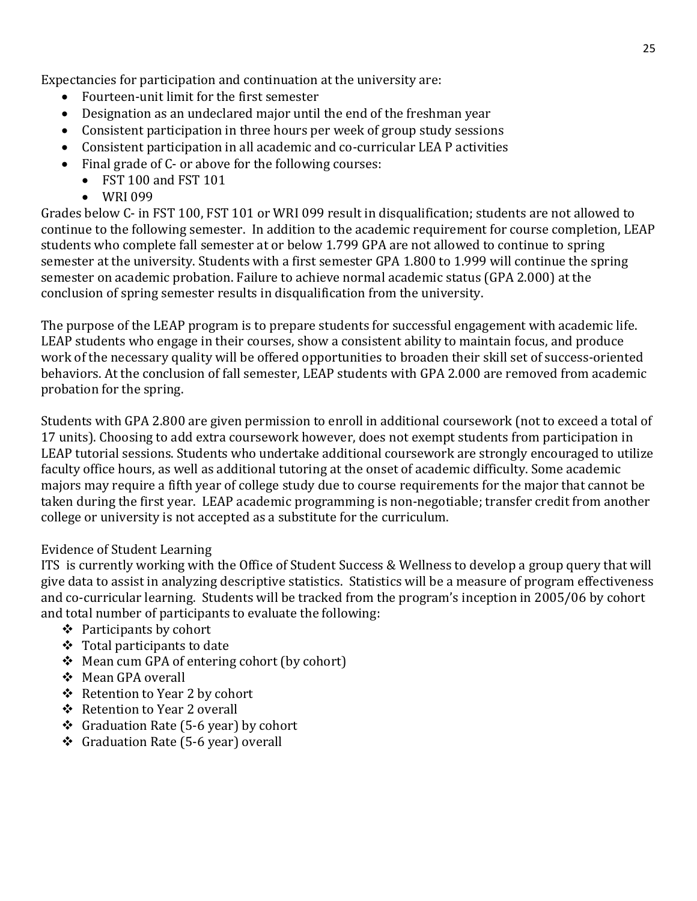Expectancies for participation and continuation at the university are:

- Fourteen-unit limit for the first semester
- Designation as an undeclared major until the end of the freshman year
- Consistent participation in three hours per week of group study sessions
- Consistent participation in all academic and co-curricular LEA P activities
- Final grade of C- or above for the following courses:
  - FST 100 and FST 101
  - WRI 099

Grades below C- in FST 100, FST 101 or WRI 099 result in disqualification; students are not allowed to continue to the following semester. In addition to the academic requirement for course completion, LEAP students who complete fall semester at or below 1.799 GPA are not allowed to continue to spring semester at the university. Students with a first semester GPA 1.800 to 1.999 will continue the spring semester on academic probation. Failure to achieve normal academic status (GPA 2.000) at the conclusion of spring semester results in disqualification from the university.

The purpose of the LEAP program is to prepare students for successful engagement with academic life. LEAP students who engage in their courses, show a consistent ability to maintain focus, and produce work of the necessary quality will be offered opportunities to broaden their skill set of success-oriented behaviors. At the conclusion of fall semester, LEAP students with GPA 2.000 are removed from academic probation for the spring.

Students with GPA 2.800 are given permission to enroll in additional coursework (not to exceed a total of 17 units). Choosing to add extra coursework however, does not exempt students from participation in LEAP tutorial sessions. Students who undertake additional coursework are strongly encouraged to utilize faculty office hours, as well as additional tutoring at the onset of academic difficulty. Some academic majors may require a fifth year of college study due to course requirements for the major that cannot be taken during the first year. LEAP academic programming is non-negotiable; transfer credit from another college or university is not accepted as a substitute for the curriculum.

Evidence of Student Learning

ITS is currently working with the Office of Student Success & Wellness to develop a group query that will give data to assist in analyzing descriptive statistics. Statistics will be a measure of program effectiveness and co-curricular learning. Students will be tracked from the program's inception in 2005/06 by cohort and total number of participants to evaluate the following:

- Participants by cohort
- Total participants to date
- Mean cum GPA of entering cohort (by cohort)
- Mean GPA overall
- Retention to Year 2 by cohort
- Retention to Year 2 overall
- Graduation Rate (5-6 year) by cohort
- Graduation Rate (5-6 year) overall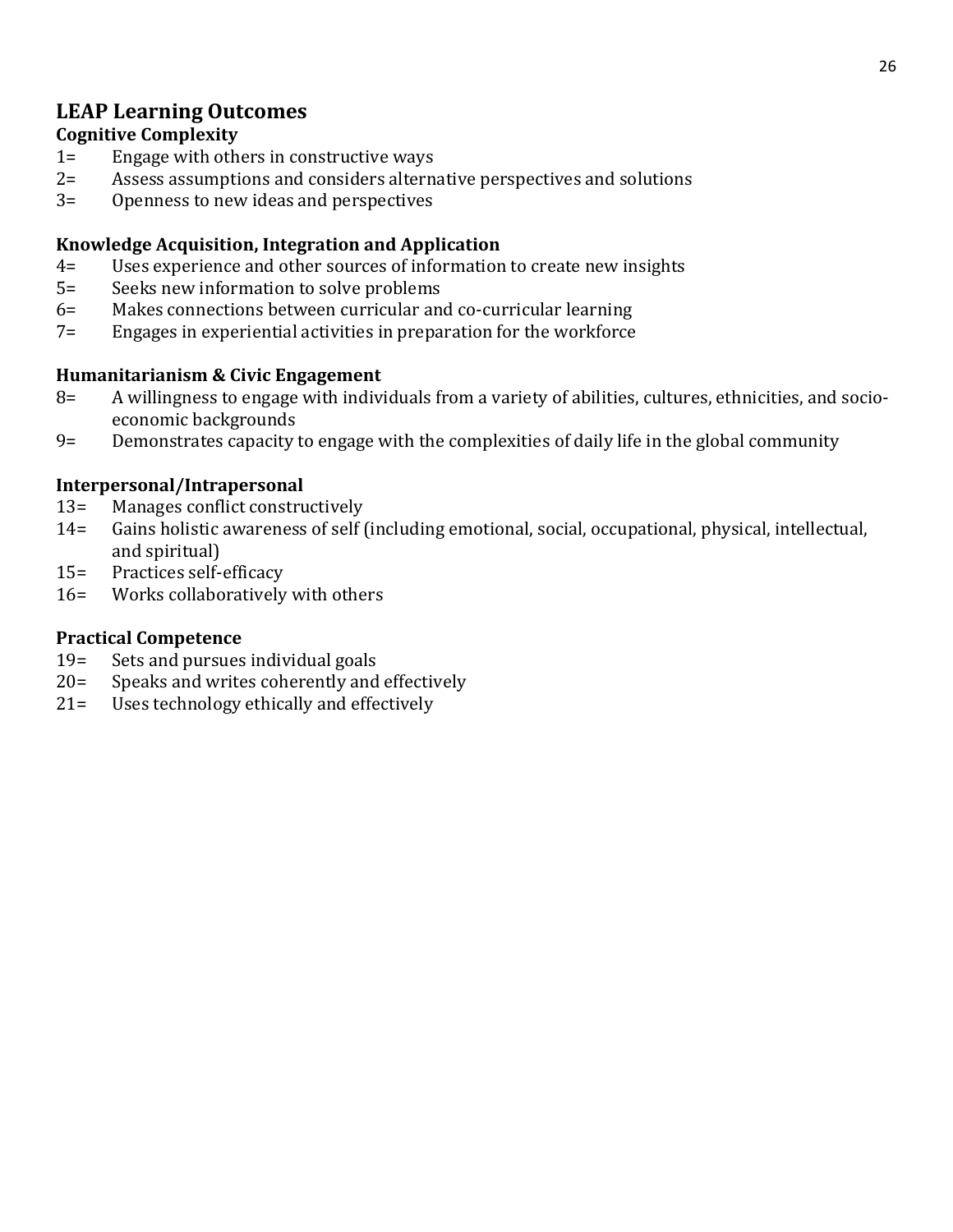## LEAP Learning Outcomes

### Cognitive Complexity

1= Engage with others in constructive ways
2= Assess assumptions and considers alternative perspectives and solutions
3= Openness to new ideas and perspectives

### Knowledge Acquisition, Integration and Application

4= Uses experience and other sources of information to create new insights
5= Seeks new information to solve problems
6= Makes connections between curricular and co-curricular learning
7= Engages in experiential activities in preparation for the workforce

### Humanitarianism & Civic Engagement

8= A willingness to engage with individuals from a variety of abilities, cultures, ethnicities, and socio-economic backgrounds
9= Demonstrates capacity to engage with the complexities of daily life in the global community

### Interpersonal/Intrapersonal

13= Manages conflict constructively
14= Gains holistic awareness of self (including emotional, social, occupational, physical, intellectual, and spiritual)
15= Practices self-efficacy
16= Works collaboratively with others

### Practical Competence

19= Sets and pursues individual goals
20= Speaks and writes coherently and effectively
21= Uses technology ethically and effectively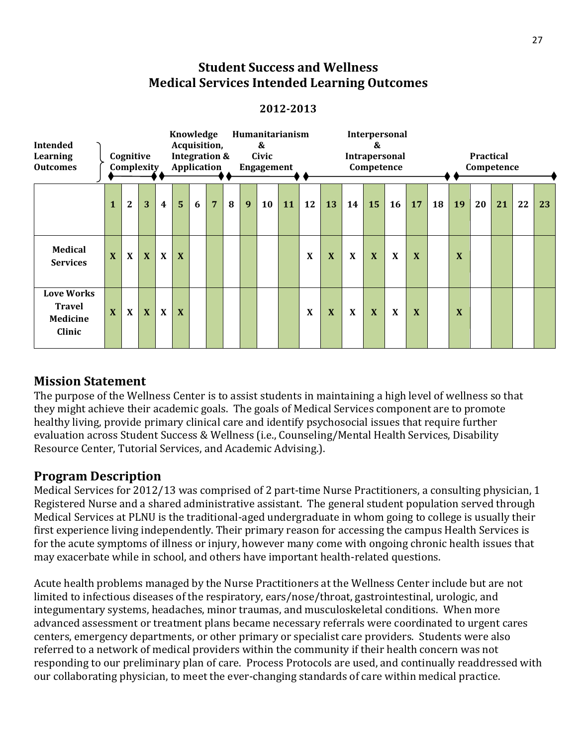# Student Success and Wellness
# Medical Services Intended Learning Outcomes

**2012-2013**

| Intended Learning Outcomes | Cognitive Complexity | | | | Knowledge Acquisition, Integration & Application | | | | Humanitarianism & Civic Engagement | | | Interpersonal & Intrapersonal Competence | | | | | | | Practical Competence | | | | |
|---|---|---|---|---|---|---|---|---|---|---|---|---|---|---|---|---|---|---|---|---|---|---|---|
| | **1** | **2** | **3** | **4** | **5** | **6** | **7** | **8** | **9** | **10** | **11** | **12** | **13** | **14** | **15** | **16** | **17** | **18** | **19** | **20** | **21** | **22** | **23** |
| **Medical Services** | X | X | X | X | X | | | | | | | X | X | X | X | X | X | | X | | | | |
| **Love Works Travel Medicine Clinic** | X | X | X | X | X | | | | | | | X | X | X | X | X | X | | X | | | | |

## Mission Statement

The purpose of the Wellness Center is to assist students in maintaining a high level of wellness so that they might achieve their academic goals. The goals of Medical Services component are to promote healthy living, provide primary clinical care and identify psychosocial issues that require further evaluation across Student Success & Wellness (i.e., Counseling/Mental Health Services, Disability Resource Center, Tutorial Services, and Academic Advising.).

## Program Description

Medical Services for 2012/13 was comprised of 2 part-time Nurse Practitioners, a consulting physician, 1 Registered Nurse and a shared administrative assistant. The general student population served through Medical Services at PLNU is the traditional-aged undergraduate in whom going to college is usually their first experience living independently. Their primary reason for accessing the campus Health Services is for the acute symptoms of illness or injury, however many come with ongoing chronic health issues that may exacerbate while in school, and others have important health-related questions.

Acute health problems managed by the Nurse Practitioners at the Wellness Center include but are not limited to infectious diseases of the respiratory, ears/nose/throat, gastrointestinal, urologic, and integumentary systems, headaches, minor traumas, and musculoskeletal conditions. When more advanced assessment or treatment plans became necessary referrals were coordinated to urgent cares centers, emergency departments, or other primary or specialist care providers. Students were also referred to a network of medical providers within the community if their health concern was not responding to our preliminary plan of care. Process Protocols are used, and continually readdressed with our collaborating physician, to meet the ever-changing standards of care within medical practice.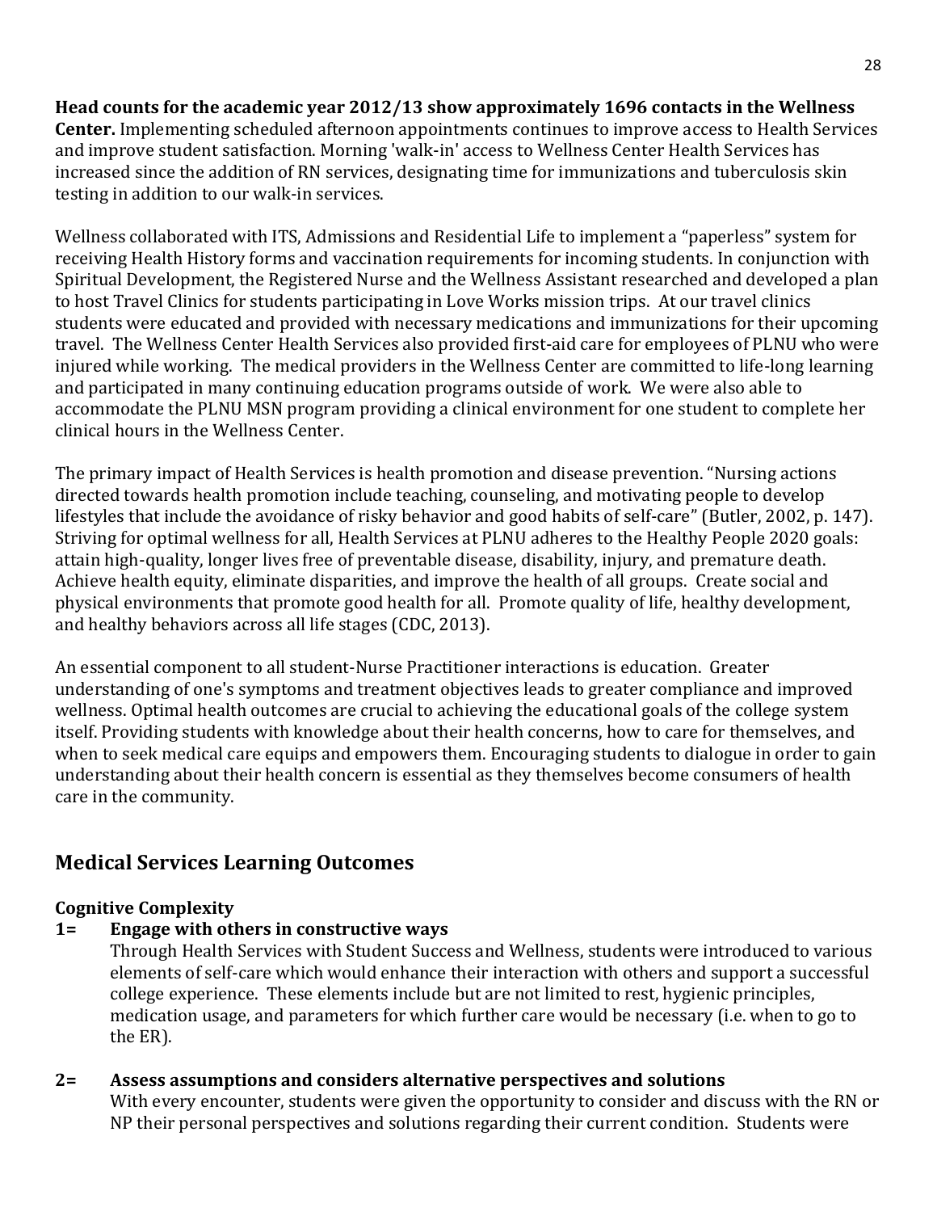**Head counts for the academic year 2012/13 show approximately 1696 contacts in the Wellness Center.** Implementing scheduled afternoon appointments continues to improve access to Health Services and improve student satisfaction. Morning 'walk-in' access to Wellness Center Health Services has increased since the addition of RN services, designating time for immunizations and tuberculosis skin testing in addition to our walk-in services.

Wellness collaborated with ITS, Admissions and Residential Life to implement a "paperless" system for receiving Health History forms and vaccination requirements for incoming students. In conjunction with Spiritual Development, the Registered Nurse and the Wellness Assistant researched and developed a plan to host Travel Clinics for students participating in Love Works mission trips. At our travel clinics students were educated and provided with necessary medications and immunizations for their upcoming travel. The Wellness Center Health Services also provided first-aid care for employees of PLNU who were injured while working. The medical providers in the Wellness Center are committed to life-long learning and participated in many continuing education programs outside of work. We were also able to accommodate the PLNU MSN program providing a clinical environment for one student to complete her clinical hours in the Wellness Center.

The primary impact of Health Services is health promotion and disease prevention. "Nursing actions directed towards health promotion include teaching, counseling, and motivating people to develop lifestyles that include the avoidance of risky behavior and good habits of self-care" (Butler, 2002, p. 147). Striving for optimal wellness for all, Health Services at PLNU adheres to the Healthy People 2020 goals: attain high-quality, longer lives free of preventable disease, disability, injury, and premature death. Achieve health equity, eliminate disparities, and improve the health of all groups. Create social and physical environments that promote good health for all. Promote quality of life, healthy development, and healthy behaviors across all life stages (CDC, 2013).

An essential component to all student-Nurse Practitioner interactions is education. Greater understanding of one's symptoms and treatment objectives leads to greater compliance and improved wellness. Optimal health outcomes are crucial to achieving the educational goals of the college system itself. Providing students with knowledge about their health concerns, how to care for themselves, and when to seek medical care equips and empowers them. Encouraging students to dialogue in order to gain understanding about their health concern is essential as they themselves become consumers of health care in the community.

## Medical Services Learning Outcomes

**Cognitive Complexity**

**1= Engage with others in constructive ways**

Through Health Services with Student Success and Wellness, students were introduced to various elements of self-care which would enhance their interaction with others and support a successful college experience. These elements include but are not limited to rest, hygienic principles, medication usage, and parameters for which further care would be necessary (i.e. when to go to the ER).

**2= Assess assumptions and considers alternative perspectives and solutions**

With every encounter, students were given the opportunity to consider and discuss with the RN or NP their personal perspectives and solutions regarding their current condition. Students were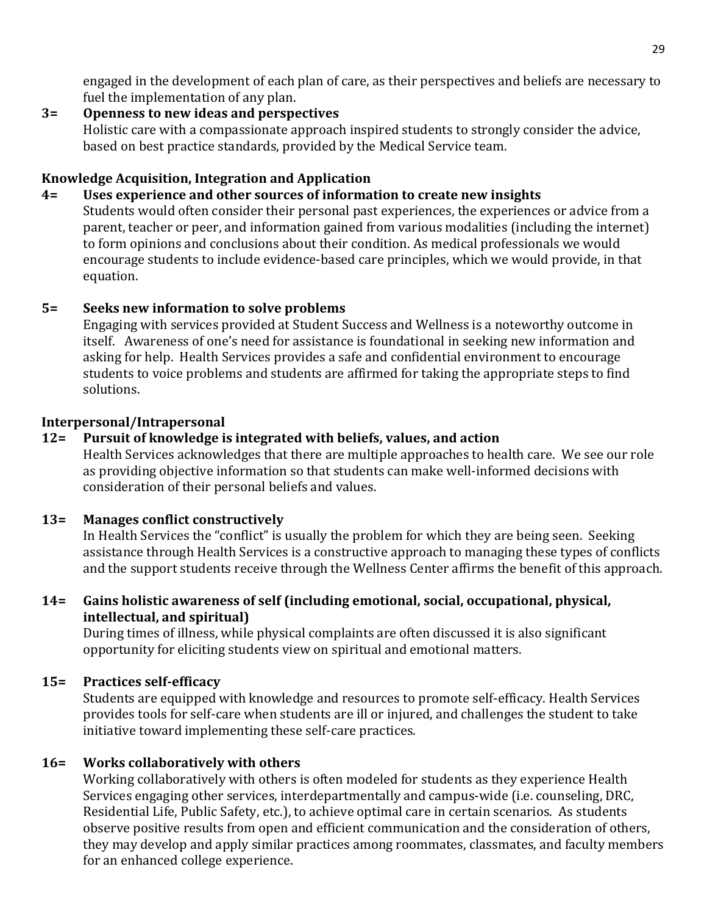engaged in the development of each plan of care, as their perspectives and beliefs are necessary to fuel the implementation of any plan.

**3= Openness to new ideas and perspectives**

Holistic care with a compassionate approach inspired students to strongly consider the advice, based on best practice standards, provided by the Medical Service team.

**Knowledge Acquisition, Integration and Application**

**4= Uses experience and other sources of information to create new insights**

Students would often consider their personal past experiences, the experiences or advice from a parent, teacher or peer, and information gained from various modalities (including the internet) to form opinions and conclusions about their condition. As medical professionals we would encourage students to include evidence-based care principles, which we would provide, in that equation.

**5= Seeks new information to solve problems**

Engaging with services provided at Student Success and Wellness is a noteworthy outcome in itself. Awareness of one's need for assistance is foundational in seeking new information and asking for help. Health Services provides a safe and confidential environment to encourage students to voice problems and students are affirmed for taking the appropriate steps to find solutions.

**Interpersonal/Intrapersonal**

**12= Pursuit of knowledge is integrated with beliefs, values, and action**

Health Services acknowledges that there are multiple approaches to health care. We see our role as providing objective information so that students can make well-informed decisions with consideration of their personal beliefs and values.

**13= Manages conflict constructively**

In Health Services the "conflict" is usually the problem for which they are being seen. Seeking assistance through Health Services is a constructive approach to managing these types of conflicts and the support students receive through the Wellness Center affirms the benefit of this approach.

**14= Gains holistic awareness of self (including emotional, social, occupational, physical, intellectual, and spiritual)**

During times of illness, while physical complaints are often discussed it is also significant opportunity for eliciting students view on spiritual and emotional matters.

**15= Practices self-efficacy**

Students are equipped with knowledge and resources to promote self-efficacy. Health Services provides tools for self-care when students are ill or injured, and challenges the student to take initiative toward implementing these self-care practices.

**16= Works collaboratively with others**

Working collaboratively with others is often modeled for students as they experience Health Services engaging other services, interdepartmentally and campus-wide (i.e. counseling, DRC, Residential Life, Public Safety, etc.), to achieve optimal care in certain scenarios. As students observe positive results from open and efficient communication and the consideration of others, they may develop and apply similar practices among roommates, classmates, and faculty members for an enhanced college experience.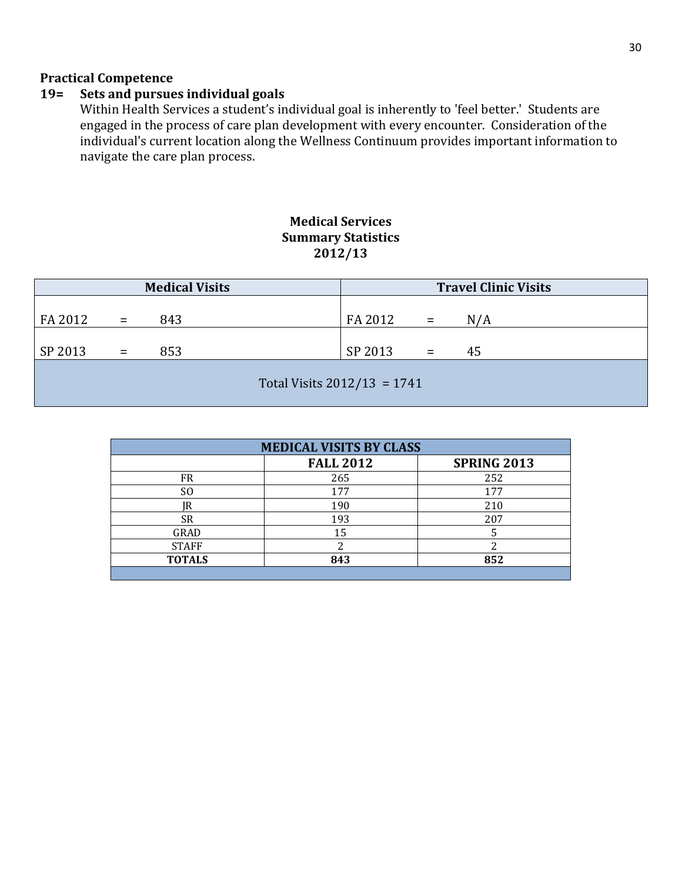**Practical Competence**

**19= Sets and pursues individual goals**

Within Health Services a student's individual goal is inherently to 'feel better.' Students are engaged in the process of care plan development with every encounter. Consideration of the individual's current location along the Wellness Continuum provides important information to navigate the care plan process.

**Medical Services**
**Summary Statistics**
**2012/13**

| Medical Visits | Travel Clinic Visits |
|---|---|
| FA 2012 = 843 | FA 2012 = N/A |
| SP 2013 = 853 | SP 2013 = 45 |
| Total Visits 2012/13 = 1741 | |

| MEDICAL VISITS BY CLASS | | |
|---|---|---|
| | **FALL 2012** | **SPRING 2013** |
| FR | 265 | 252 |
| SO | 177 | 177 |
| JR | 190 | 210 |
| SR | 193 | 207 |
| GRAD | 15 | 5 |
| STAFF | 2 | 2 |
| **TOTALS** | **843** | **852** |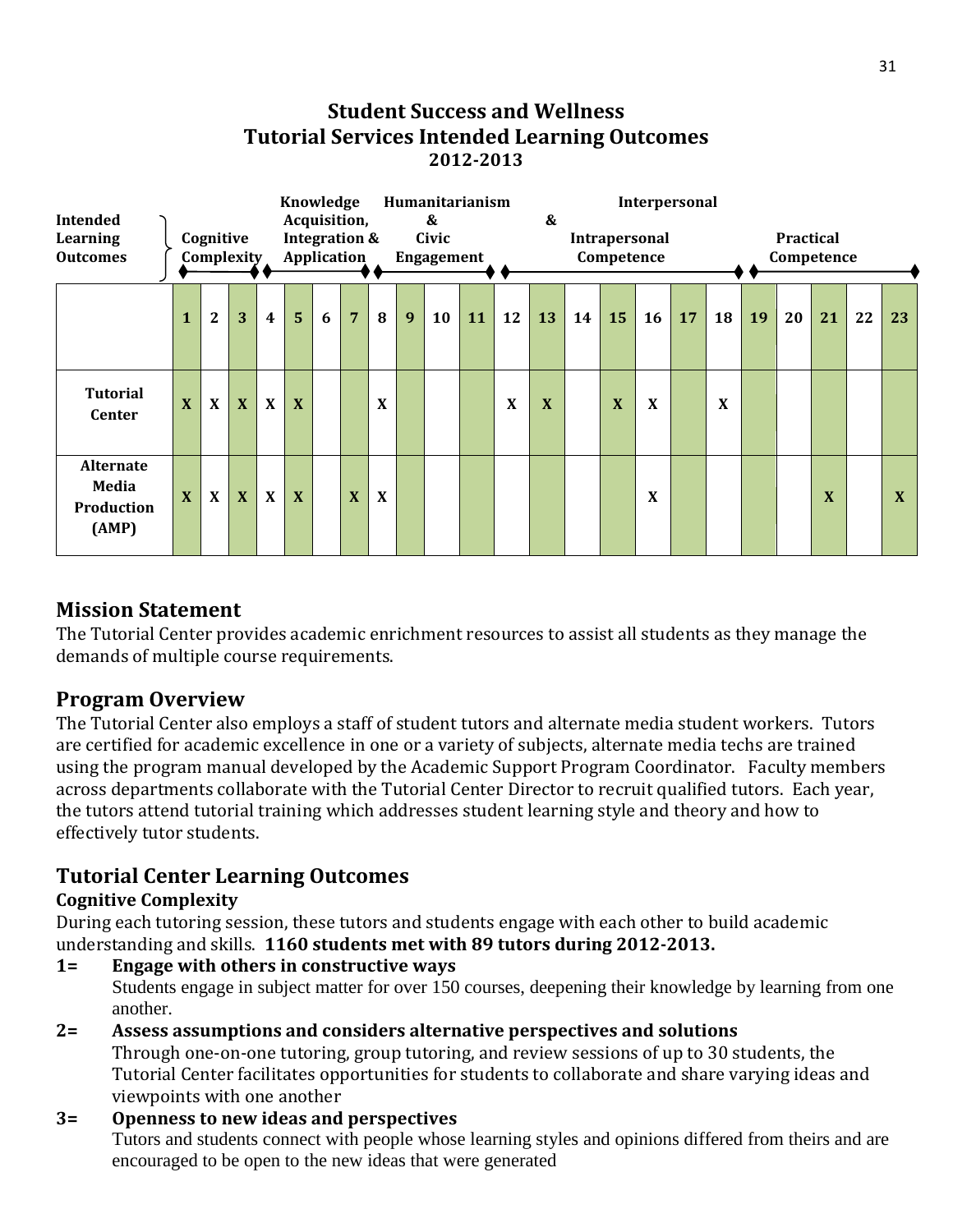# Student Success and Wellness
## Tutorial Services Intended Learning Outcomes
### 2012-2013

| Intended Learning Outcomes | Cognitive Complexity | | | Knowledge Acquisition, Integration & Application | | | | Humanitarianism & Civic Engagement | | | | Interpersonal & Intrapersonal Competence | | | | | | | Practical Competence | | | | |
|---|---|---|---|---|---|---|---|---|---|---|---|---|---|---|---|---|---|---|---|---|---|---|---|
| | 1 | 2 | 3 | 4 | 5 | 6 | 7 | 8 | 9 | 10 | 11 | 12 | 13 | 14 | 15 | 16 | 17 | 18 | 19 | 20 | 21 | 22 | 23 |
| Tutorial Center | X | X | X | X | X | | | X | | | | X | X | | X | X | | X | | | | | |
| Alternate Media Production (AMP) | X | X | X | X | X | | X | X | | | | | | | | X | | | | | X | | X |

## Mission Statement

The Tutorial Center provides academic enrichment resources to assist all students as they manage the demands of multiple course requirements.

## Program Overview

The Tutorial Center also employs a staff of student tutors and alternate media student workers. Tutors are certified for academic excellence in one or a variety of subjects, alternate media techs are trained using the program manual developed by the Academic Support Program Coordinator. Faculty members across departments collaborate with the Tutorial Center Director to recruit qualified tutors. Each year, the tutors attend tutorial training which addresses student learning style and theory and how to effectively tutor students.

## Tutorial Center Learning Outcomes

### Cognitive Complexity

During each tutoring session, these tutors and students engage with each other to build academic understanding and skills. **1160 students met with 89 tutors during 2012-2013.**

**1= Engage with others in constructive ways**

Students engage in subject matter for over 150 courses, deepening their knowledge by learning from one another.

**2= Assess assumptions and considers alternative perspectives and solutions**

Through one-on-one tutoring, group tutoring, and review sessions of up to 30 students, the Tutorial Center facilitates opportunities for students to collaborate and share varying ideas and viewpoints with one another

**3= Openness to new ideas and perspectives**

Tutors and students connect with people whose learning styles and opinions differed from theirs and are encouraged to be open to the new ideas that were generated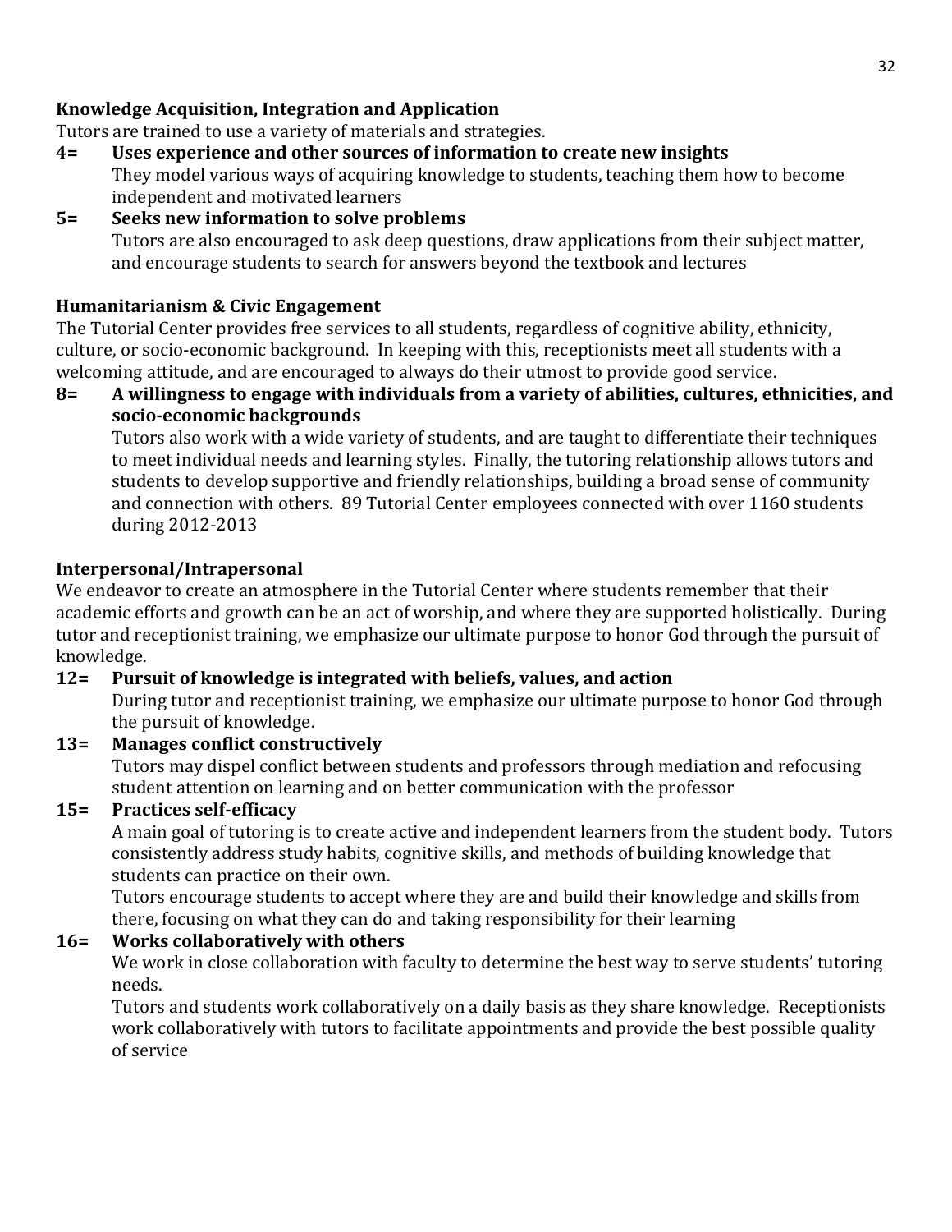**Knowledge Acquisition, Integration and Application**

Tutors are trained to use a variety of materials and strategies.

**4= Uses experience and other sources of information to create new insights**

They model various ways of acquiring knowledge to students, teaching them how to become independent and motivated learners

**5= Seeks new information to solve problems**

Tutors are also encouraged to ask deep questions, draw applications from their subject matter, and encourage students to search for answers beyond the textbook and lectures

**Humanitarianism & Civic Engagement**

The Tutorial Center provides free services to all students, regardless of cognitive ability, ethnicity, culture, or socio-economic background. In keeping with this, receptionists meet all students with a welcoming attitude, and are encouraged to always do their utmost to provide good service.

**8= A willingness to engage with individuals from a variety of abilities, cultures, ethnicities, and socio-economic backgrounds**

Tutors also work with a wide variety of students, and are taught to differentiate their techniques to meet individual needs and learning styles. Finally, the tutoring relationship allows tutors and students to develop supportive and friendly relationships, building a broad sense of community and connection with others. 89 Tutorial Center employees connected with over 1160 students during 2012-2013

**Interpersonal/Intrapersonal**

We endeavor to create an atmosphere in the Tutorial Center where students remember that their academic efforts and growth can be an act of worship, and where they are supported holistically. During tutor and receptionist training, we emphasize our ultimate purpose to honor God through the pursuit of knowledge.

**12= Pursuit of knowledge is integrated with beliefs, values, and action**

During tutor and receptionist training, we emphasize our ultimate purpose to honor God through the pursuit of knowledge.

**13= Manages conflict constructively**

Tutors may dispel conflict between students and professors through mediation and refocusing student attention on learning and on better communication with the professor

**15= Practices self-efficacy**

A main goal of tutoring is to create active and independent learners from the student body. Tutors consistently address study habits, cognitive skills, and methods of building knowledge that students can practice on their own.

Tutors encourage students to accept where they are and build their knowledge and skills from there, focusing on what they can do and taking responsibility for their learning

**16= Works collaboratively with others**

We work in close collaboration with faculty to determine the best way to serve students' tutoring needs.

Tutors and students work collaboratively on a daily basis as they share knowledge. Receptionists work collaboratively with tutors to facilitate appointments and provide the best possible quality of service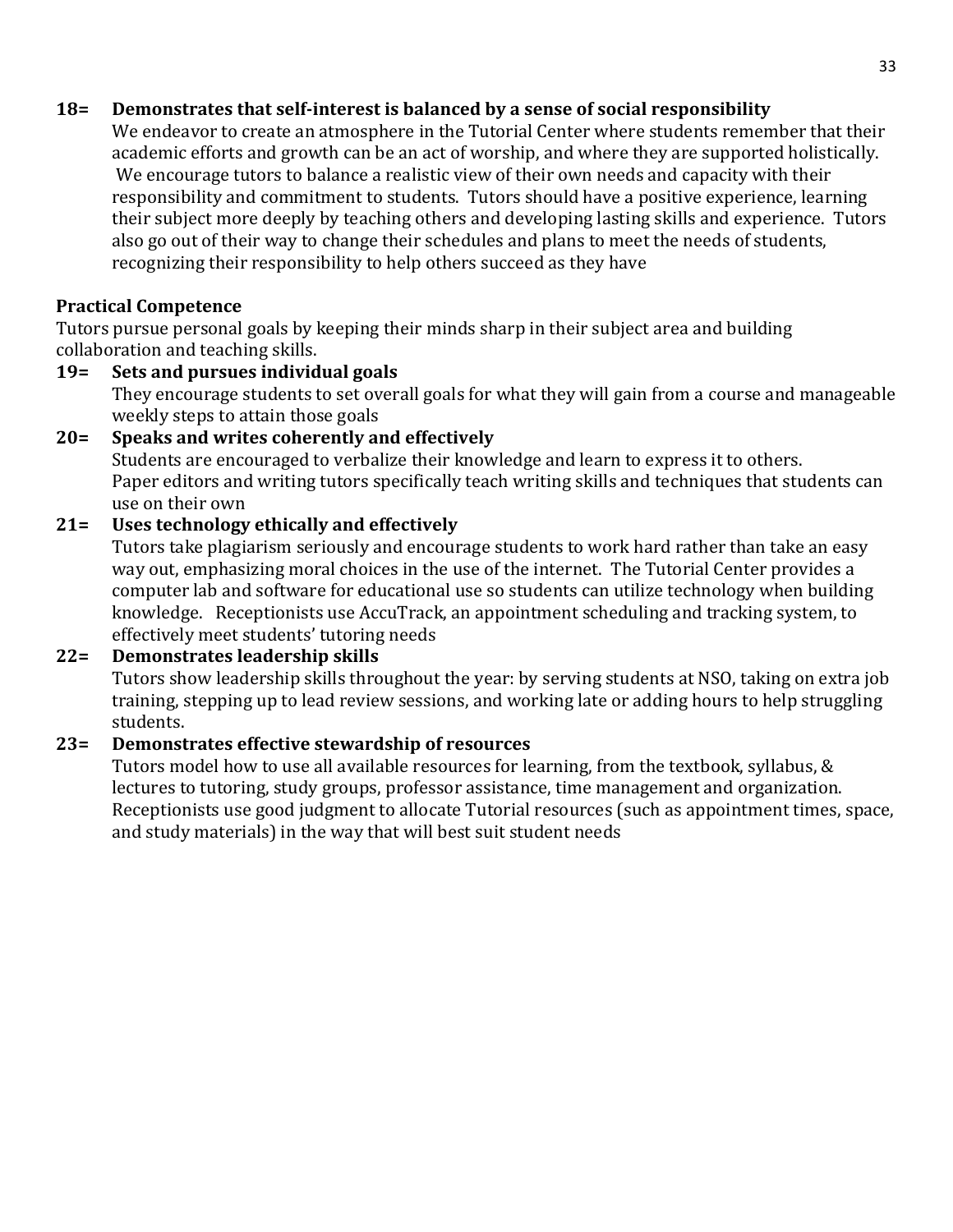**18= Demonstrates that self-interest is balanced by a sense of social responsibility**

We endeavor to create an atmosphere in the Tutorial Center where students remember that their academic efforts and growth can be an act of worship, and where they are supported holistically. We encourage tutors to balance a realistic view of their own needs and capacity with their responsibility and commitment to students. Tutors should have a positive experience, learning their subject more deeply by teaching others and developing lasting skills and experience. Tutors also go out of their way to change their schedules and plans to meet the needs of students, recognizing their responsibility to help others succeed as they have

**Practical Competence**

Tutors pursue personal goals by keeping their minds sharp in their subject area and building collaboration and teaching skills.

**19= Sets and pursues individual goals**

They encourage students to set overall goals for what they will gain from a course and manageable weekly steps to attain those goals

**20= Speaks and writes coherently and effectively**

Students are encouraged to verbalize their knowledge and learn to express it to others. Paper editors and writing tutors specifically teach writing skills and techniques that students can use on their own

**21= Uses technology ethically and effectively**

Tutors take plagiarism seriously and encourage students to work hard rather than take an easy way out, emphasizing moral choices in the use of the internet. The Tutorial Center provides a computer lab and software for educational use so students can utilize technology when building knowledge. Receptionists use AccuTrack, an appointment scheduling and tracking system, to effectively meet students' tutoring needs

**22= Demonstrates leadership skills**

Tutors show leadership skills throughout the year: by serving students at NSO, taking on extra job training, stepping up to lead review sessions, and working late or adding hours to help struggling students.

**23= Demonstrates effective stewardship of resources**

Tutors model how to use all available resources for learning, from the textbook, syllabus, & lectures to tutoring, study groups, professor assistance, time management and organization. Receptionists use good judgment to allocate Tutorial resources (such as appointment times, space, and study materials) in the way that will best suit student needs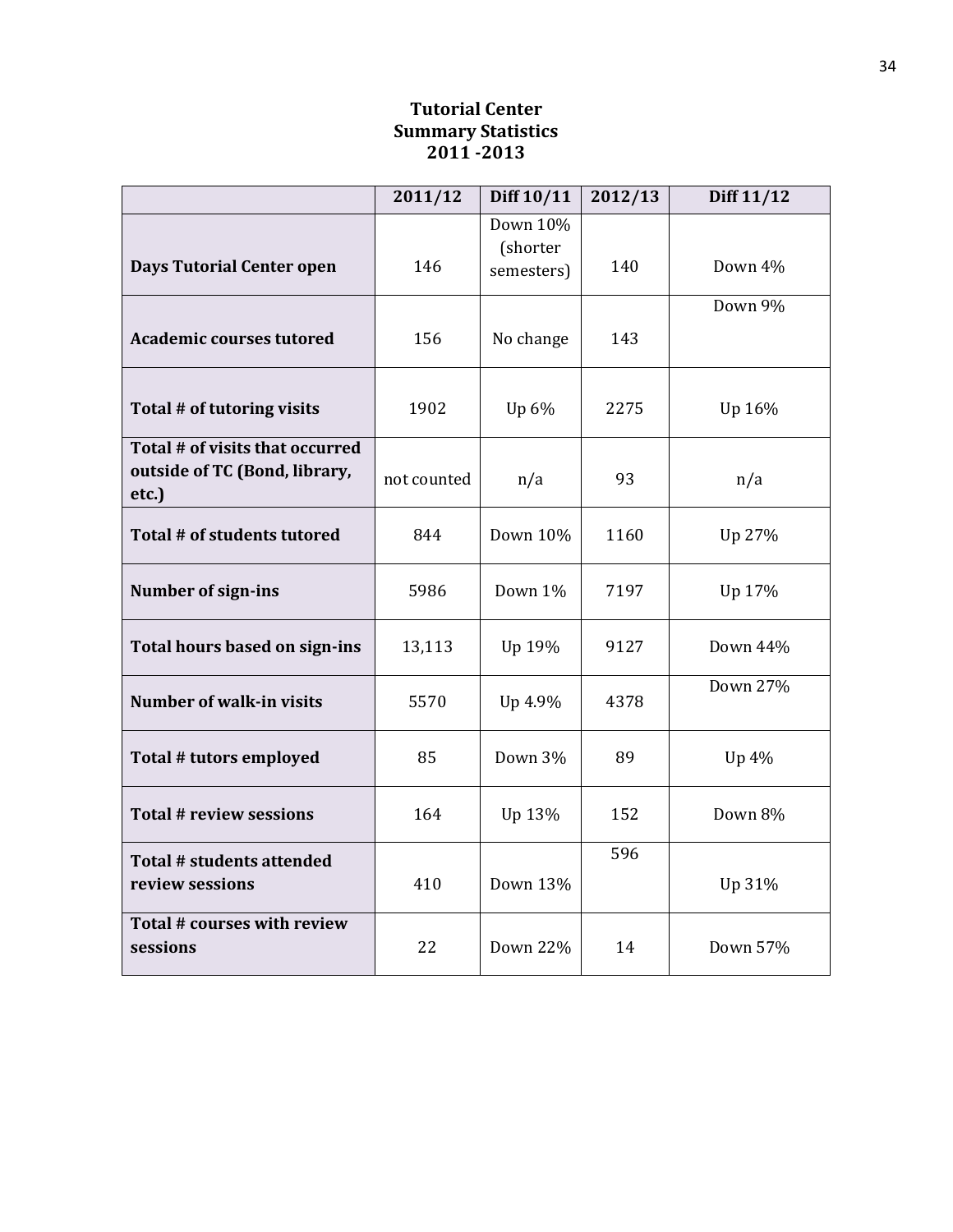# Tutorial Center
## Summary Statistics
## 2011 -2013

| | 2011/12 | Diff 10/11 | 2012/13 | Diff 11/12 |
|---|---|---|---|---|
| **Days Tutorial Center open** | 146 | Down 10% (shorter semesters) | 140 | Down 4% |
| **Academic courses tutored** | 156 | No change | 143 | Down 9% |
| **Total # of tutoring visits** | 1902 | Up 6% | 2275 | Up 16% |
| **Total # of visits that occurred outside of TC (Bond, library, etc.)** | not counted | n/a | 93 | n/a |
| **Total # of students tutored** | 844 | Down 10% | 1160 | Up 27% |
| **Number of sign-ins** | 5986 | Down 1% | 7197 | Up 17% |
| **Total hours based on sign-ins** | 13,113 | Up 19% | 9127 | Down 44% |
| **Number of walk-in visits** | 5570 | Up 4.9% | 4378 | Down 27% |
| **Total # tutors employed** | 85 | Down 3% | 89 | Up 4% |
| **Total # review sessions** | 164 | Up 13% | 152 | Down 8% |
| **Total # students attended review sessions** | 410 | Down 13% | 596 | Up 31% |
| **Total # courses with review sessions** | 22 | Down 22% | 14 | Down 57% |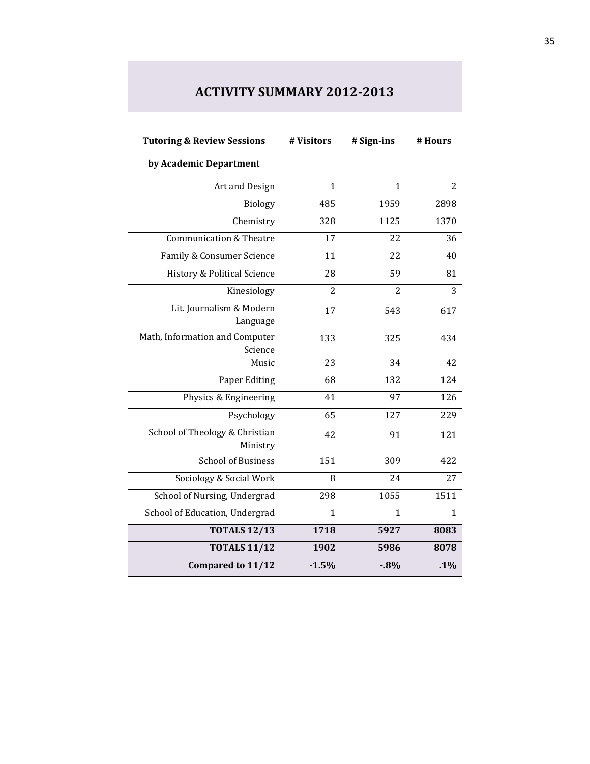## ACTIVITY SUMMARY 2012-2013

| Tutoring & Review Sessions by Academic Department | # Visitors | # Sign-ins | # Hours |
|---|---|---|---|
| Art and Design | 1 | 1 | 2 |
| Biology | 485 | 1959 | 2898 |
| Chemistry | 328 | 1125 | 1370 |
| Communication & Theatre | 17 | 22 | 36 |
| Family & Consumer Science | 11 | 22 | 40 |
| History & Political Science | 28 | 59 | 81 |
| Kinesiology | 2 | 2 | 3 |
| Lit. Journalism & Modern Language | 17 | 543 | 617 |
| Math, Information and Computer Science | 133 | 325 | 434 |
| Music | 23 | 34 | 42 |
| Paper Editing | 68 | 132 | 124 |
| Physics & Engineering | 41 | 97 | 126 |
| Psychology | 65 | 127 | 229 |
| School of Theology & Christian Ministry | 42 | 91 | 121 |
| School of Business | 151 | 309 | 422 |
| Sociology & Social Work | 8 | 24 | 27 |
| School of Nursing, Undergrad | 298 | 1055 | 1511 |
| School of Education, Undergrad | 1 | 1 | 1 |
| **TOTALS 12/13** | **1718** | **5927** | **8083** |
| **TOTALS 11/12** | **1902** | **5986** | **8078** |
| **Compared to 11/12** | **-1.5%** | **-.8%** | **.1%** |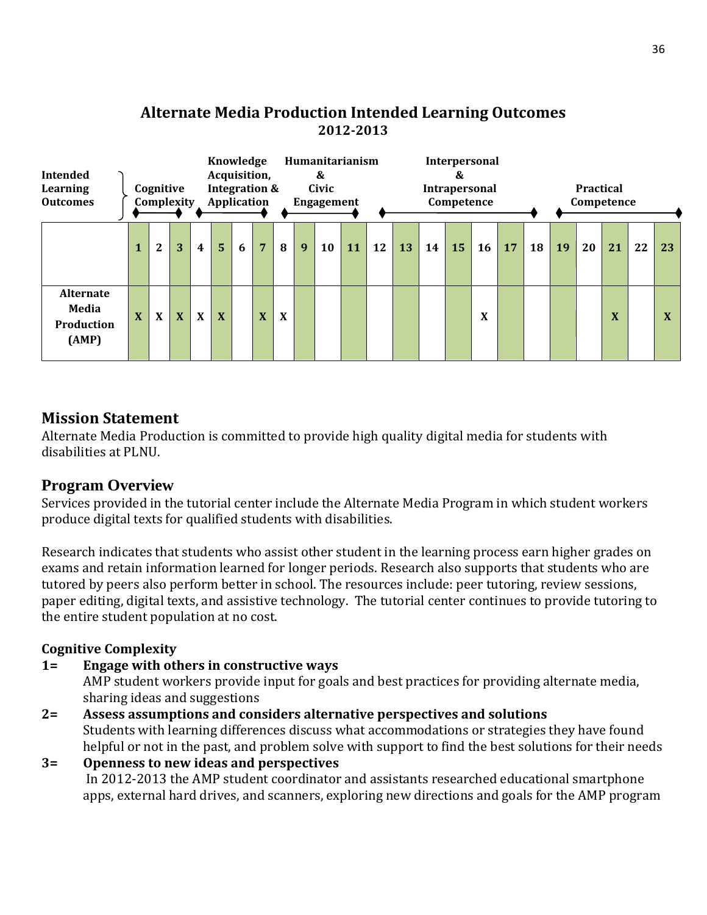## Alternate Media Production Intended Learning Outcomes
## 2012-2013

| Intended Learning Outcomes | Cognitive Complexity | | | Knowledge Acquisition, Integration & Application | | | | Humanitarianism & Civic Engagement | | | Interpersonal & Intrapersonal Competence | | | | | | | | Practical Competence | | | | |
|---|---|---|---|---|---|---|---|---|---|---|---|---|---|---|---|---|---|---|---|---|---|---|---|
| | 1 | 2 | 3 | 4 | 5 | 6 | 7 | 8 | 9 | 10 | 11 | 12 | 13 | 14 | 15 | 16 | 17 | 18 | 19 | 20 | 21 | 22 | 23 |
| Alternate Media Production (AMP) | X | X | X | X | X | | X | X | | | | | | | | X | | | | | X | | X |

## Mission Statement

Alternate Media Production is committed to provide high quality digital media for students with disabilities at PLNU.

## Program Overview

Services provided in the tutorial center include the Alternate Media Program in which student workers produce digital texts for qualified students with disabilities.

Research indicates that students who assist other student in the learning process earn higher grades on exams and retain information learned for longer periods. Research also supports that students who are tutored by peers also perform better in school. The resources include: peer tutoring, review sessions, paper editing, digital texts, and assistive technology. The tutorial center continues to provide tutoring to the entire student population at no cost.

### Cognitive Complexity

**1= Engage with others in constructive ways**
AMP student workers provide input for goals and best practices for providing alternate media, sharing ideas and suggestions

**2= Assess assumptions and considers alternative perspectives and solutions**
Students with learning differences discuss what accommodations or strategies they have found helpful or not in the past, and problem solve with support to find the best solutions for their needs

**3= Openness to new ideas and perspectives**
In 2012-2013 the AMP student coordinator and assistants researched educational smartphone apps, external hard drives, and scanners, exploring new directions and goals for the AMP program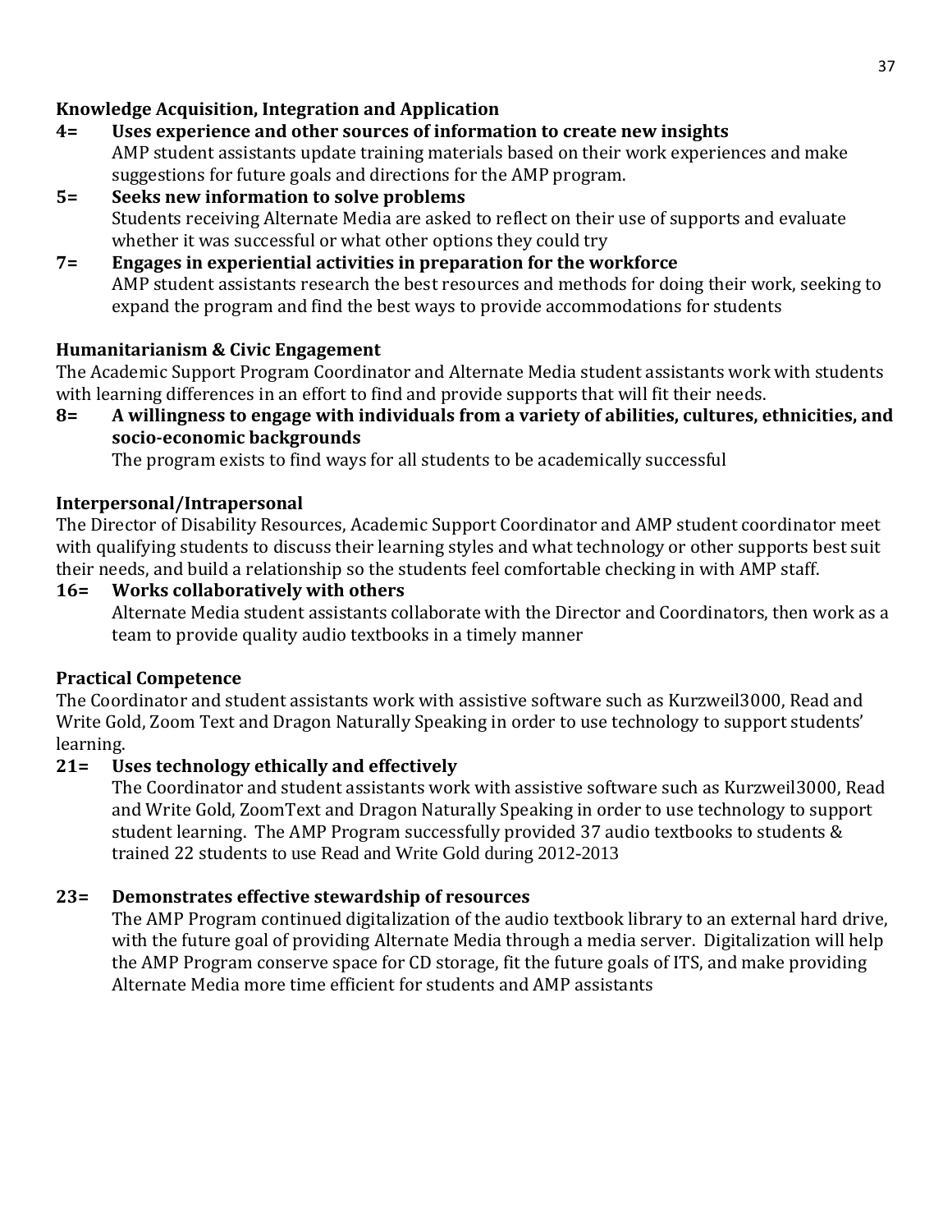**Knowledge Acquisition, Integration and Application**

**4= Uses experience and other sources of information to create new insights**

AMP student assistants update training materials based on their work experiences and make suggestions for future goals and directions for the AMP program.

**5= Seeks new information to solve problems**

Students receiving Alternate Media are asked to reflect on their use of supports and evaluate whether it was successful or what other options they could try

**7= Engages in experiential activities in preparation for the workforce**

AMP student assistants research the best resources and methods for doing their work, seeking to expand the program and find the best ways to provide accommodations for students

**Humanitarianism & Civic Engagement**

The Academic Support Program Coordinator and Alternate Media student assistants work with students with learning differences in an effort to find and provide supports that will fit their needs.

**8= A willingness to engage with individuals from a variety of abilities, cultures, ethnicities, and socio-economic backgrounds**

The program exists to find ways for all students to be academically successful

**Interpersonal/Intrapersonal**

The Director of Disability Resources, Academic Support Coordinator and AMP student coordinator meet with qualifying students to discuss their learning styles and what technology or other supports best suit their needs, and build a relationship so the students feel comfortable checking in with AMP staff.

**16= Works collaboratively with others**

Alternate Media student assistants collaborate with the Director and Coordinators, then work as a team to provide quality audio textbooks in a timely manner

**Practical Competence**

The Coordinator and student assistants work with assistive software such as Kurzweil3000, Read and Write Gold, Zoom Text and Dragon Naturally Speaking in order to use technology to support students' learning.

**21= Uses technology ethically and effectively**

The Coordinator and student assistants work with assistive software such as Kurzweil3000, Read and Write Gold, ZoomText and Dragon Naturally Speaking in order to use technology to support student learning. The AMP Program successfully provided 37 audio textbooks to students & trained 22 students to use Read and Write Gold during 2012-2013

**23= Demonstrates effective stewardship of resources**

The AMP Program continued digitalization of the audio textbook library to an external hard drive, with the future goal of providing Alternate Media through a media server. Digitalization will help the AMP Program conserve space for CD storage, fit the future goals of ITS, and make providing Alternate Media more time efficient for students and AMP assistants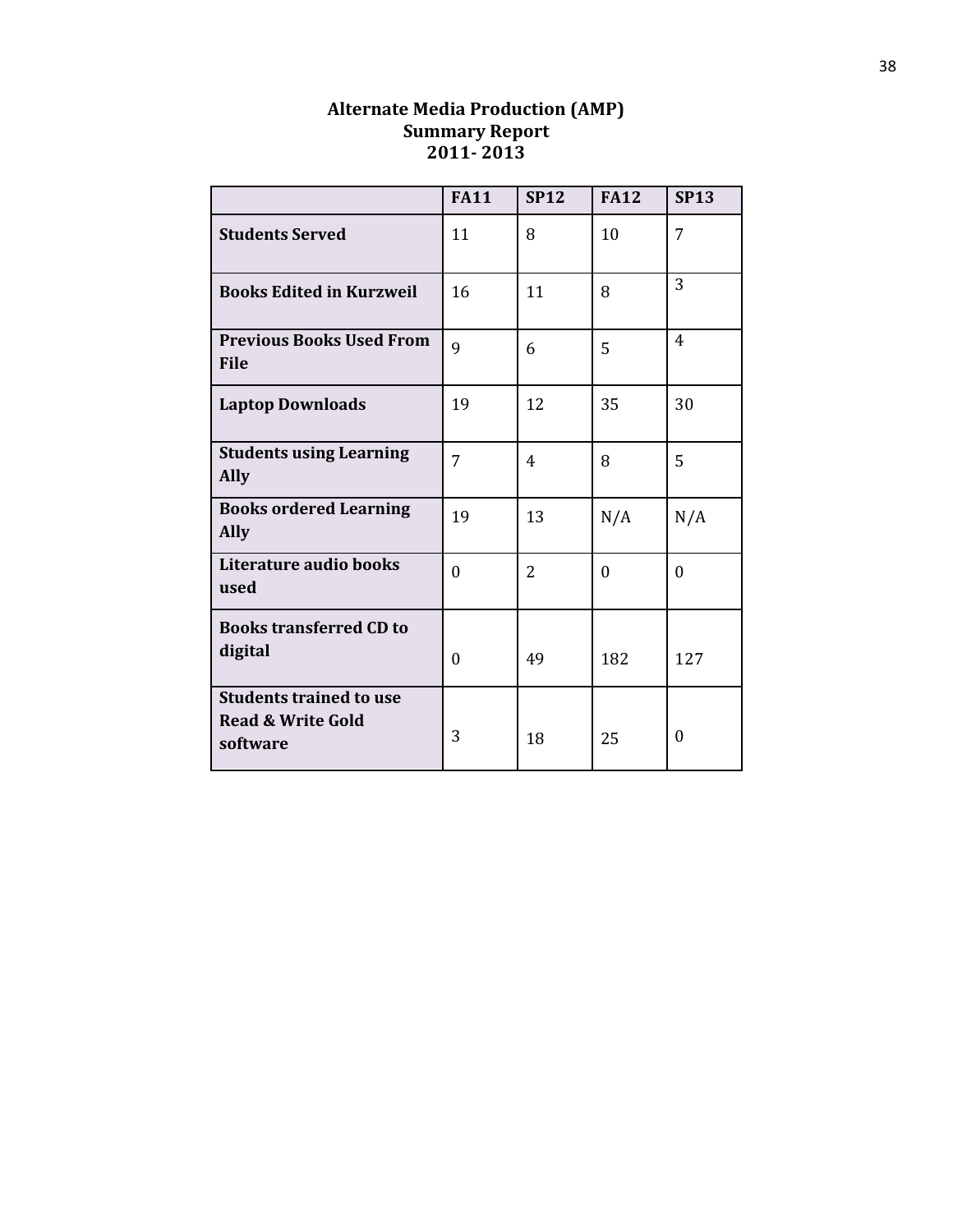# Alternate Media Production (AMP)
## Summary Report
## 2011- 2013

| | FA11 | SP12 | FA12 | SP13 |
|---|---|---|---|---|
| **Students Served** | 11 | 8 | 10 | 7 |
| **Books Edited in Kurzweil** | 16 | 11 | 8 | 3 |
| **Previous Books Used From File** | 9 | 6 | 5 | 4 |
| **Laptop Downloads** | 19 | 12 | 35 | 30 |
| **Students using Learning Ally** | 7 | 4 | 8 | 5 |
| **Books ordered Learning Ally** | 19 | 13 | N/A | N/A |
| **Literature audio books used** | 0 | 2 | 0 | 0 |
| **Books transferred CD to digital** | 0 | 49 | 182 | 127 |
| **Students trained to use Read & Write Gold software** | 3 | 18 | 25 | 0 |